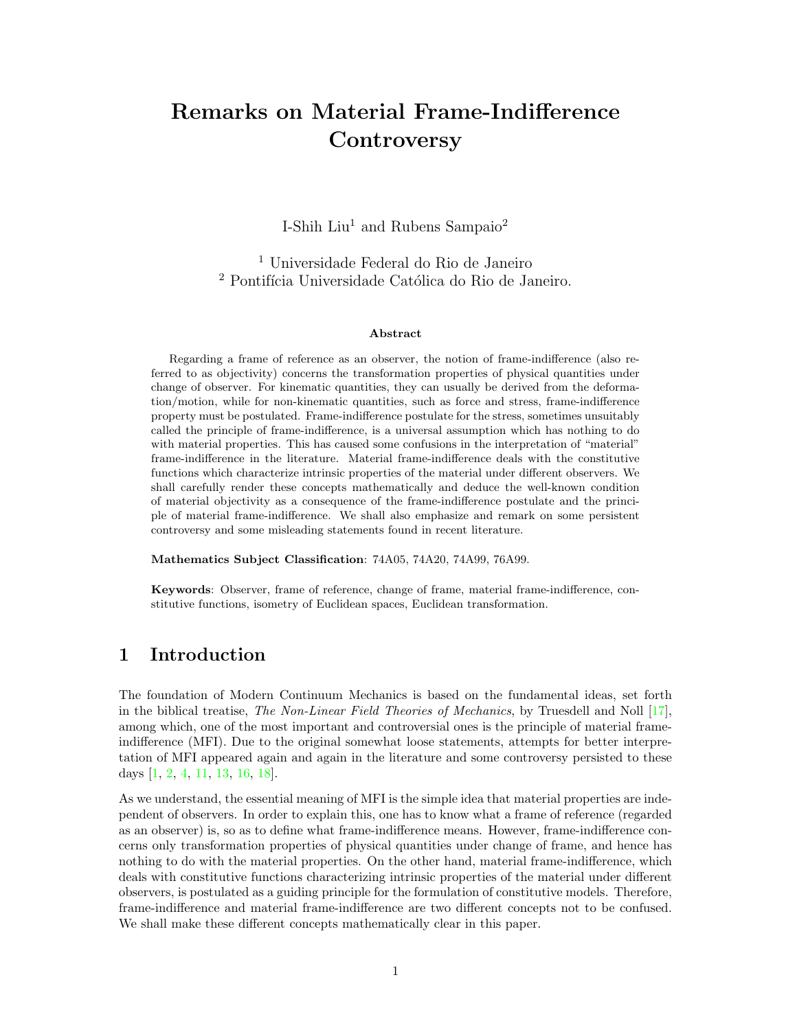# Remarks on Material Frame-Indifference Controversy

I-Shih Liu[1] and Rubens Sampaio[2]

[1] Universidade Federal do Rio de Janeiro
[2] Pontifícia Universidade Católica do Rio de Janeiro.

**Abstract**

Regarding a frame of reference as an observer, the notion of frame-indifference (also referred to as objectivity) concerns the transformation properties of physical quantities under change of observer. For kinematic quantities, they can usually be derived from the deformation/motion, while for non-kinematic quantities, such as force and stress, frame-indifference property must be postulated. Frame-indifference postulate for the stress, sometimes unsuitably called the principle of frame-indifference, is a universal assumption which has nothing to do with material properties. This has caused some confusions in the interpretation of "material" frame-indifference in the literature. Material frame-indifference deals with the constitutive functions which characterize intrinsic properties of the material under different observers. We shall carefully render these concepts mathematically and deduce the well-known condition of material objectivity as a consequence of the frame-indifference postulate and the principle of material frame-indifference. We shall also emphasize and remark on some persistent controversy and some misleading statements found in recent literature.

**Mathematics Subject Classification**: 74A05, 74A20, 74A99, 76A99.

**Keywords**: Observer, frame of reference, change of frame, material frame-indifference, constitutive functions, isometry of Euclidean spaces, Euclidean transformation.

## 1 Introduction

The foundation of Modern Continuum Mechanics is based on the fundamental ideas, set forth in the biblical treatise, *The Non-Linear Field Theories of Mechanics*, by Truesdell and Noll [17], among which, one of the most important and controversial ones is the principle of material frame-indifference (MFI). Due to the original somewhat loose statements, attempts for better interpretation of MFI appeared again and again in the literature and some controversy persisted to these days [1, 2, 4, 11, 13, 16, 18].

As we understand, the essential meaning of MFI is the simple idea that material properties are independent of observers. In order to explain this, one has to know what a frame of reference (regarded as an observer) is, so as to define what frame-indifference means. However, frame-indifference concerns only transformation properties of physical quantities under change of frame, and hence has nothing to do with the material properties. On the other hand, material frame-indifference, which deals with constitutive functions characterizing intrinsic properties of the material under different observers, is postulated as a guiding principle for the formulation of constitutive models. Therefore, frame-indifference and material frame-indifference are two different concepts not to be confused. We shall make these different concepts mathematically clear in this paper.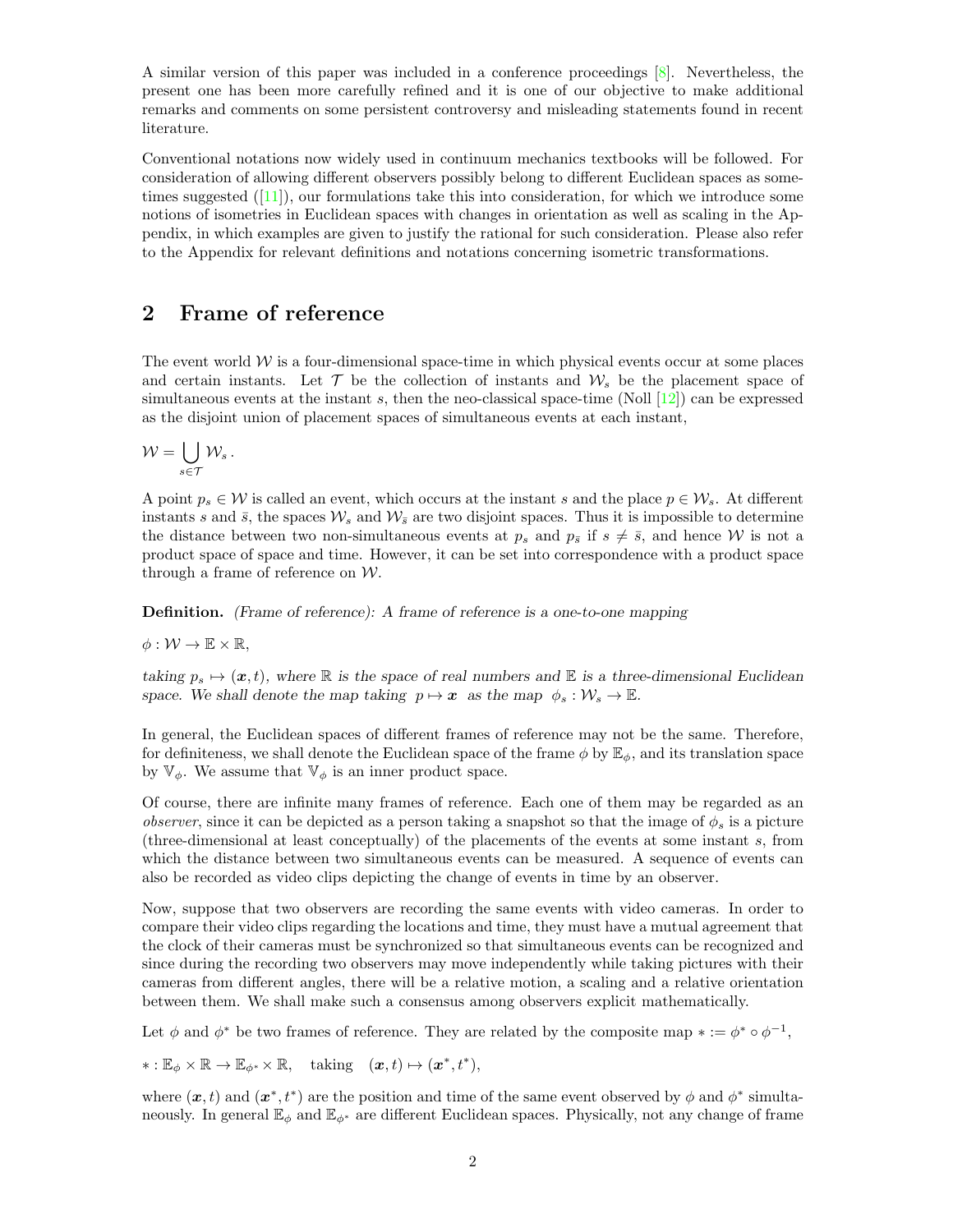A similar version of this paper was included in a conference proceedings [8]. Nevertheless, the present one has been more carefully refined and it is one of our objective to make additional remarks and comments on some persistent controversy and misleading statements found in recent literature.

Conventional notations now widely used in continuum mechanics textbooks will be followed. For consideration of allowing different observers possibly belong to different Euclidean spaces as sometimes suggested ([11]), our formulations take this into consideration, for which we introduce some notions of isometries in Euclidean spaces with changes in orientation as well as scaling in the Appendix, in which examples are given to justify the rational for such consideration. Please also refer to the Appendix for relevant definitions and notations concerning isometric transformations.

## 2 Frame of reference

The event world $\mathcal{W}$ is a four-dimensional space-time in which physical events occur at some places and certain instants. Let $\mathcal{T}$ be the collection of instants and $\mathcal{W}_s$ be the placement space of simultaneous events at the instant $s$, then the neo-classical space-time (Noll [12]) can be expressed as the disjoint union of placement spaces of simultaneous events at each instant,

$$\mathcal{W} = \bigcup_{s\in\mathcal{T}} \mathcal{W}_s \,.$$

A point $p_s \in \mathcal{W}$ is called an event, which occurs at the instant $s$ and the place $p \in \mathcal{W}_s$. At different instants $s$ and $\bar{s}$, the spaces $\mathcal{W}_s$ and $\mathcal{W}_{\bar{s}}$ are two disjoint spaces. Thus it is impossible to determine the distance between two non-simultaneous events at $p_s$ and $p_{\bar{s}}$ if $s \neq \bar{s}$, and hence $\mathcal{W}$ is not a product space of space and time. However, it can be set into correspondence with a product space through a frame of reference on $\mathcal{W}$.

**Definition.** *(Frame of reference): A frame of reference is a one-to-one mapping*

$$\phi : \mathcal{W} \to \mathbb{E} \times \mathbb{R},$$

*taking $p_s \mapsto (\boldsymbol{x}, t)$, where $\mathbb{R}$ is the space of real numbers and $\mathbb{E}$ is a three-dimensional Euclidean space. We shall denote the map taking $p \mapsto \boldsymbol{x}$ as the map $\phi_s : \mathcal{W}_s \to \mathbb{E}$.*

In general, the Euclidean spaces of different frames of reference may not be the same. Therefore, for definiteness, we shall denote the Euclidean space of the frame $\phi$ by $\mathbb{E}_\phi$, and its translation space by $\mathbb{V}_\phi$. We assume that $\mathbb{V}_\phi$ is an inner product space.

Of course, there are infinite many frames of reference. Each one of them may be regarded as an *observer*, since it can be depicted as a person taking a snapshot so that the image of $\phi_s$ is a picture (three-dimensional at least conceptually) of the placements of the events at some instant $s$, from which the distance between two simultaneous events can be measured. A sequence of events can also be recorded as video clips depicting the change of events in time by an observer.

Now, suppose that two observers are recording the same events with video cameras. In order to compare their video clips regarding the locations and time, they must have a mutual agreement that the clock of their cameras must be synchronized so that simultaneous events can be recognized and since during the recording two observers may move independently while taking pictures with their cameras from different angles, there will be a relative motion, a scaling and a relative orientation between them. We shall make such a consensus among observers explicit mathematically.

Let $\phi$ and $\phi^*$ be two frames of reference. They are related by the composite map $* := \phi^* \circ \phi^{-1}$,

$$* : \mathbb{E}_\phi \times \mathbb{R} \to \mathbb{E}_{\phi^*} \times \mathbb{R}, \quad \text{taking} \quad (\boldsymbol{x}, t) \mapsto (\boldsymbol{x}^*, t^*),$$

where $(\boldsymbol{x}, t)$ and $(\boldsymbol{x}^*, t^*)$ are the position and time of the same event observed by $\phi$ and $\phi^*$ simultaneously. In general $\mathbb{E}_\phi$ and $\mathbb{E}_{\phi^*}$ are different Euclidean spaces. Physically, not any change of frame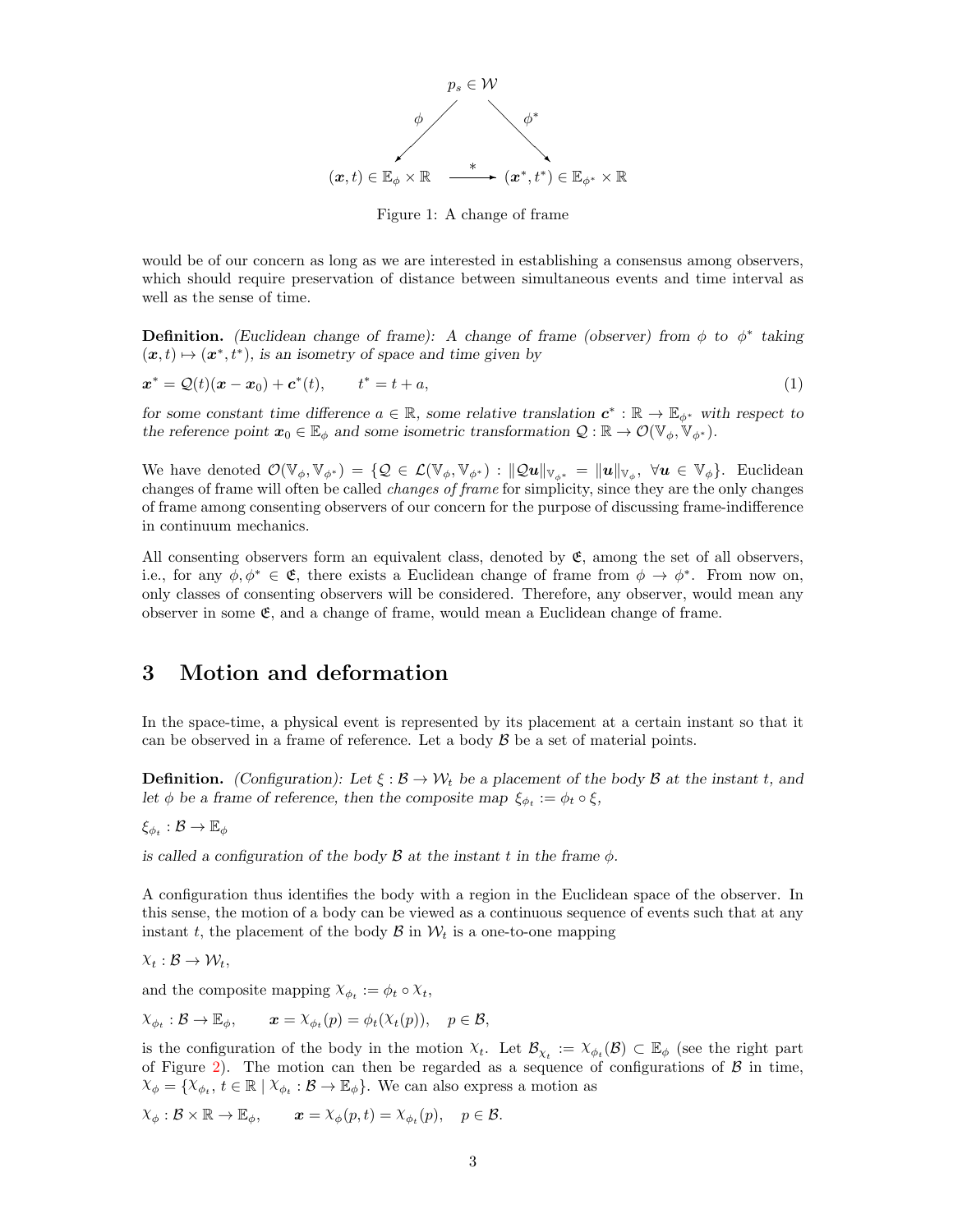$$
\begin{array}{ccc}
 & p_s \in \mathcal{W} & \\
 \phi \swarrow & & \searrow \phi^* \\
(\boldsymbol{x}, t) \in \mathbb{E}_\phi \times \mathbb{R} & \xrightarrow{\;*\;} & (\boldsymbol{x}^*, t^*) \in \mathbb{E}_{\phi^*} \times \mathbb{R}
\end{array}
$$

Figure 1: A change of frame

would be of our concern as long as we are interested in establishing a consensus among observers, which should require preservation of distance between simultaneous events and time interval as well as the sense of time.

**Definition.** *(Euclidean change of frame): A change of frame (observer) from $\phi$ to $\phi^*$ taking $(\boldsymbol{x}, t) \mapsto (\boldsymbol{x}^*, t^*)$, is an isometry of space and time given by*

$$
\boldsymbol{x}^* = \mathcal{Q}(t)(\boldsymbol{x} - \boldsymbol{x}_0) + \boldsymbol{c}^*(t), \qquad t^* = t + a, \tag{1}
$$

*for some constant time difference $a \in \mathbb{R}$, some relative translation $\boldsymbol{c}^* : \mathbb{R} \to \mathbb{E}_{\phi^*}$ with respect to the reference point $\boldsymbol{x}_0 \in \mathbb{E}_\phi$ and some isometric transformation $\mathcal{Q} : \mathbb{R} \to \mathcal{O}(\mathbb{V}_\phi, \mathbb{V}_{\phi^*})$.*

We have denoted $\mathcal{O}(\mathbb{V}_\phi, \mathbb{V}_{\phi^*}) = \{\mathcal{Q} \in \mathcal{L}(\mathbb{V}_\phi, \mathbb{V}_{\phi^*}) : \|\mathcal{Q}\boldsymbol{u}\|_{\mathbb{V}_{\phi^*}} = \|\boldsymbol{u}\|_{\mathbb{V}_\phi}, \ \forall \boldsymbol{u} \in \mathbb{V}_\phi\}$. Euclidean changes of frame will often be called *changes of frame* for simplicity, since they are the only changes of frame among consenting observers of our concern for the purpose of discussing frame-indifference in continuum mechanics.

All consenting observers form an equivalent class, denoted by $\mathfrak{E}$, among the set of all observers, i.e., for any $\phi, \phi^* \in \mathfrak{E}$, there exists a Euclidean change of frame from $\phi \to \phi^*$. From now on, only classes of consenting observers will be considered. Therefore, any observer, would mean any observer in some $\mathfrak{E}$, and a change of frame, would mean a Euclidean change of frame.

# 3 Motion and deformation

In the space-time, a physical event is represented by its placement at a certain instant so that it can be observed in a frame of reference. Let a body $\mathcal{B}$ be a set of material points.

**Definition.** *(Configuration): Let $\xi : \mathcal{B} \to \mathcal{W}_t$ be a placement of the body $\mathcal{B}$ at the instant $t$, and let $\phi$ be a frame of reference, then the composite map $\xi_{\phi_t} := \phi_t \circ \xi$,*

$$
\xi_{\phi_t} : \mathcal{B} \to \mathbb{E}_\phi
$$

*is called a configuration of the body $\mathcal{B}$ at the instant $t$ in the frame $\phi$.*

A configuration thus identifies the body with a region in the Euclidean space of the observer. In this sense, the motion of a body can be viewed as a continuous sequence of events such that at any instant $t$, the placement of the body $\mathcal{B}$ in $\mathcal{W}_t$ is a one-to-one mapping

$$
\chi_t : \mathcal{B} \to \mathcal{W}_t,
$$

and the composite mapping $\chi_{\phi_t} := \phi_t \circ \chi_t$,

$$
\chi_{\phi_t} : \mathcal{B} \to \mathbb{E}_\phi, \qquad \boldsymbol{x} = \chi_{\phi_t}(p) = \phi_t(\chi_t(p)), \quad p \in \mathcal{B},
$$

is the configuration of the body in the motion $\chi_t$. Let $\mathcal{B}_{\chi_t} := \chi_{\phi_t}(\mathcal{B}) \subset \mathbb{E}_\phi$ (see the right part of Figure 2). The motion can then be regarded as a sequence of configurations of $\mathcal{B}$ in time, $\chi_\phi = \{\chi_{\phi_t}, t \in \mathbb{R} \mid \chi_{\phi_t} : \mathcal{B} \to \mathbb{E}_\phi\}$. We can also express a motion as

$$
\chi_\phi : \mathcal{B} \times \mathbb{R} \to \mathbb{E}_\phi, \qquad \boldsymbol{x} = \chi_\phi(p, t) = \chi_{\phi_t}(p), \quad p \in \mathcal{B}.
$$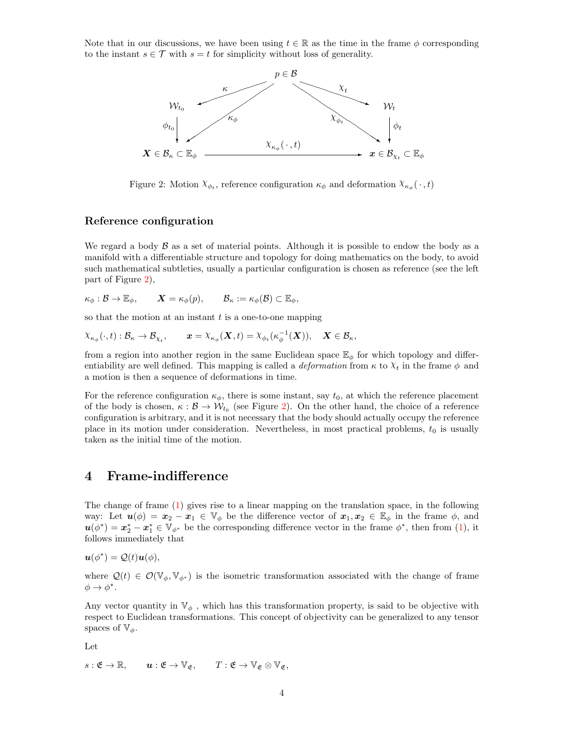Note that in our discussions, we have been using $t \in \mathbb{R}$ as the time in the frame $\phi$ corresponding to the instant $s \in \mathcal{T}$ with $s = t$ for simplicity without loss of generality.

Figure 2: Motion $\chi_{\phi_t}$, reference configuration $\kappa_\phi$ and deformation $\chi_{\kappa_\phi}(\,\cdot\,, t)$

### Reference configuration

We regard a body $\mathcal{B}$ as a set of material points. Although it is possible to endow the body as a manifold with a differentiable structure and topology for doing mathematics on the body, to avoid such mathematical subtleties, usually a particular configuration is chosen as reference (see the left part of Figure 2),

$$\kappa_\phi : \mathcal{B} \to \mathbb{E}_\phi, \qquad \boldsymbol{X} = \kappa_\phi(p), \qquad \mathcal{B}_\kappa := \kappa_\phi(\mathcal{B}) \subset \mathbb{E}_\phi,$$

so that the motion at an instant $t$ is a one-to-one mapping

$$\chi_{\kappa_\phi}(\cdot, t) : \mathcal{B}_\kappa \to \mathcal{B}_{\chi_t}, \qquad \boldsymbol{x} = \chi_{\kappa_\phi}(\boldsymbol{X}, t) = \chi_{\phi_t}(\kappa_\phi^{-1}(\boldsymbol{X})), \quad \boldsymbol{X} \in \mathcal{B}_\kappa,$$

from a region into another region in the same Euclidean space $\mathbb{E}_\phi$ for which topology and differentiability are well defined. This mapping is called a *deformation* from $\kappa$ to $\chi_t$ in the frame $\phi$ and a motion is then a sequence of deformations in time.

For the reference configuration $\kappa_\phi$, there is some instant, say $t_0$, at which the reference placement of the body is chosen, $\kappa : \mathcal{B} \to \mathcal{W}_{t_0}$ (see Figure 2). On the other hand, the choice of a reference configuration is arbitrary, and it is not necessary that the body should actually occupy the reference place in its motion under consideration. Nevertheless, in most practical problems, $t_0$ is usually taken as the initial time of the motion.

## 4 Frame-indifference

The change of frame (1) gives rise to a linear mapping on the translation space, in the following way: Let $\boldsymbol{u}(\phi) = \boldsymbol{x}_2 - \boldsymbol{x}_1 \in \mathbb{V}_\phi$ be the difference vector of $\boldsymbol{x}_1, \boldsymbol{x}_2 \in \mathbb{E}_\phi$ in the frame $\phi$, and $\boldsymbol{u}(\phi^*) = \boldsymbol{x}_2^* - \boldsymbol{x}_1^* \in \mathbb{V}_{\phi^*}$ be the corresponding difference vector in the frame $\phi^*$, then from (1), it follows immediately that

$$\boldsymbol{u}(\phi^*) = \mathcal{Q}(t)\boldsymbol{u}(\phi),$$

where $\mathcal{Q}(t) \in \mathcal{O}(\mathbb{V}_\phi, \mathbb{V}_{\phi^*})$ is the isometric transformation associated with the change of frame $\phi \to \phi^*$.

Any vector quantity in $\mathbb{V}_\phi$ , which has this transformation property, is said to be objective with respect to Euclidean transformations. This concept of objectivity can be generalized to any tensor spaces of $\mathbb{V}_\phi$.

Let

$$s : \mathfrak{E} \to \mathbb{R}, \qquad \boldsymbol{u} : \mathfrak{E} \to \mathbb{V}_{\mathfrak{E}}, \qquad T : \mathfrak{E} \to \mathbb{V}_{\mathfrak{E}} \otimes \mathbb{V}_{\mathfrak{E}},$$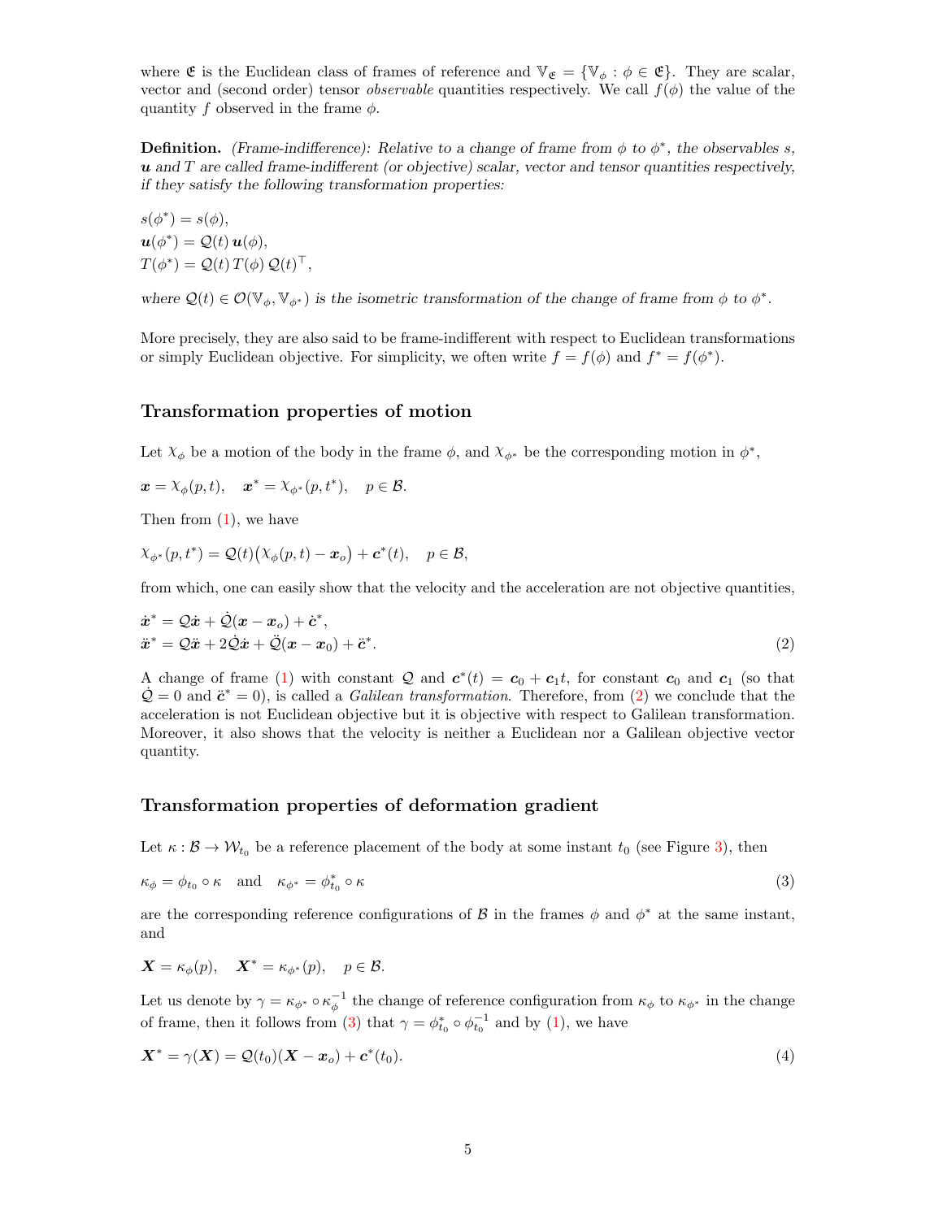where $\mathfrak{E}$ is the Euclidean class of frames of reference and $\mathbb{V}_{\mathfrak{E}} = \{\mathbb{V}_\phi : \phi \in \mathfrak{E}\}$. They are scalar, vector and (second order) tensor *observable* quantities respectively. We call $f(\phi)$ the value of the quantity $f$ observed in the frame $\phi$.

**Definition.** *(Frame-indifference): Relative to a change of frame from $\phi$ to $\phi^*$, the observables $s$, $\boldsymbol{u}$ and $T$ are called frame-indifferent (or objective) scalar, vector and tensor quantities respectively, if they satisfy the following transformation properties:*

$$
\begin{aligned}
&s(\phi^*) = s(\phi),\\
&\boldsymbol{u}(\phi^*) = \mathcal{Q}(t)\,\boldsymbol{u}(\phi),\\
&T(\phi^*) = \mathcal{Q}(t)\,T(\phi)\,\mathcal{Q}(t)^\top,
\end{aligned}
$$

*where $\mathcal{Q}(t) \in \mathcal{O}(\mathbb{V}_\phi, \mathbb{V}_{\phi^*})$ is the isometric transformation of the change of frame from $\phi$ to $\phi^*$.*

More precisely, they are also said to be frame-indifferent with respect to Euclidean transformations or simply Euclidean objective. For simplicity, we often write $f = f(\phi)$ and $f^* = f(\phi^*)$.

## Transformation properties of motion

Let $\chi_\phi$ be a motion of the body in the frame $\phi$, and $\chi_{\phi^*}$ be the corresponding motion in $\phi^*$,

$$\boldsymbol{x} = \chi_\phi(p,t), \quad \boldsymbol{x}^* = \chi_{\phi^*}(p,t^*), \quad p \in \mathcal{B}.$$

Then from (1), we have

$$\chi_{\phi^*}(p,t^*) = \mathcal{Q}(t)\big(\chi_\phi(p,t) - \boldsymbol{x}_o\big) + \boldsymbol{c}^*(t), \quad p \in \mathcal{B},$$

from which, one can easily show that the velocity and the acceleration are not objective quantities,

$$
\begin{aligned}
\dot{\boldsymbol{x}}^* &= \mathcal{Q}\dot{\boldsymbol{x}} + \dot{\mathcal{Q}}(\boldsymbol{x} - \boldsymbol{x}_o) + \dot{\boldsymbol{c}}^*,\\
\ddot{\boldsymbol{x}}^* &= \mathcal{Q}\ddot{\boldsymbol{x}} + 2\dot{\mathcal{Q}}\dot{\boldsymbol{x}} + \ddot{\mathcal{Q}}(\boldsymbol{x} - \boldsymbol{x}_0) + \ddot{\boldsymbol{c}}^*.
\end{aligned} \tag{2}
$$

A change of frame (1) with constant $\mathcal{Q}$ and $\boldsymbol{c}^*(t) = \boldsymbol{c}_0 + \boldsymbol{c}_1 t$, for constant $\boldsymbol{c}_0$ and $\boldsymbol{c}_1$ (so that $\dot{\mathcal{Q}} = 0$ and $\ddot{\boldsymbol{c}}^* = 0$), is called a *Galilean transformation*. Therefore, from (2) we conclude that the acceleration is not Euclidean objective but it is objective with respect to Galilean transformation. Moreover, it also shows that the velocity is neither a Euclidean nor a Galilean objective vector quantity.

## Transformation properties of deformation gradient

Let $\kappa : \mathcal{B} \to \mathcal{W}_{t_0}$ be a reference placement of the body at some instant $t_0$ (see Figure 3), then

$$\kappa_\phi = \phi_{t_0} \circ \kappa \quad \text{and} \quad \kappa_{\phi^*} = \phi^*_{t_0} \circ \kappa \tag{3}$$

are the corresponding reference configurations of $\mathcal{B}$ in the frames $\phi$ and $\phi^*$ at the same instant, and

$$\boldsymbol{X} = \kappa_\phi(p), \quad \boldsymbol{X}^* = \kappa_{\phi^*}(p), \quad p \in \mathcal{B}.$$

Let us denote by $\gamma = \kappa_{\phi^*} \circ \kappa_\phi^{-1}$ the change of reference configuration from $\kappa_\phi$ to $\kappa_{\phi^*}$ in the change of frame, then it follows from (3) that $\gamma = \phi^*_{t_0} \circ \phi^{-1}_{t_0}$ and by (1), we have

$$\boldsymbol{X}^* = \gamma(\boldsymbol{X}) = \mathcal{Q}(t_0)(\boldsymbol{X} - \boldsymbol{x}_o) + \boldsymbol{c}^*(t_0). \tag{4}$$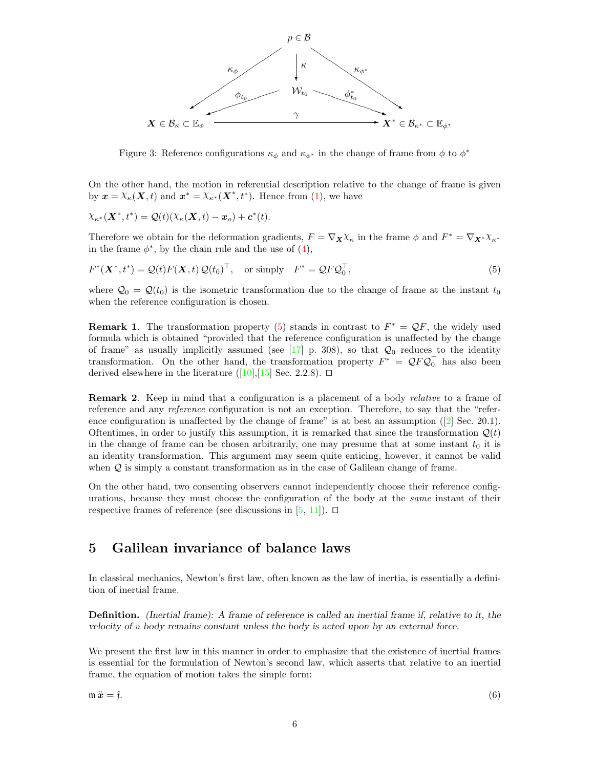Figure 3: Reference configurations $\kappa_\phi$ and $\kappa_{\phi^*}$ in the change of frame from $\phi$ to $\phi^*$

On the other hand, the motion in referential description relative to the change of frame is given by $\boldsymbol{x} = \chi_\kappa(\boldsymbol{X}, t)$ and $\boldsymbol{x}^* = \chi_{\kappa^*}(\boldsymbol{X}^*, t^*)$. Hence from (1), we have

$$\chi_{\kappa^*}(\boldsymbol{X}^*, t^*) = \mathcal{Q}(t)(\chi_\kappa(\boldsymbol{X}, t) - \boldsymbol{x}_o) + \boldsymbol{c}^*(t).$$

Therefore we obtain for the deformation gradients, $F = \nabla_{\boldsymbol{X}}\chi_\kappa$ in the frame $\phi$ and $F^* = \nabla_{\boldsymbol{X}^*}\chi_{\kappa^*}$ in the frame $\phi^*$, by the chain rule and the use of (4),

$$F^*(\boldsymbol{X}^*, t^*) = \mathcal{Q}(t)F(\boldsymbol{X}, t)\,\mathcal{Q}(t_0)^\top, \quad \text{or simply} \quad F^* = \mathcal{Q}F\mathcal{Q}_0^\top, \tag{5}$$

where $\mathcal{Q}_0 = \mathcal{Q}(t_0)$ is the isometric transformation due to the change of frame at the instant $t_0$ when the reference configuration is chosen.

**Remark 1**. The transformation property (5) stands in contrast to $F^* = \mathcal{Q}F$, the widely used formula which is obtained "provided that the reference configuration is unaffected by the change of frame" as usually implicitly assumed (see [17] p. 308), so that $\mathcal{Q}_0$ reduces to the identity transformation. On the other hand, the transformation property $F^* = \mathcal{Q}F\mathcal{Q}_0^\top$ has also been derived elsewhere in the literature ([10],[15] Sec. 2.2.8). □

**Remark 2**. Keep in mind that a configuration is a placement of a body *relative* to a frame of reference and any *reference* configuration is not an exception. Therefore, to say that the "reference configuration is unaffected by the change of frame" is at best an assumption ([2] Sec. 20.1). Oftentimes, in order to justify this assumption, it is remarked that since the transformation $\mathcal{Q}(t)$ in the change of frame can be chosen arbitrarily, one may presume that at some instant $t_0$ it is an identity transformation. This argument may seem quite enticing, however, it cannot be valid when $\mathcal{Q}$ is simply a constant transformation as in the case of Galilean change of frame.

On the other hand, two consenting observers cannot independently choose their reference configurations, because they must choose the configuration of the body at the *same* instant of their respective frames of reference (see discussions in [5, 11]). □

## 5 Galilean invariance of balance laws

In classical mechanics, Newton's first law, often known as the law of inertia, is essentially a definition of inertial frame.

**Definition.** *(Inertial frame): A frame of reference is called an inertial frame if, relative to it, the velocity of a body remains constant unless the body is acted upon by an external force.*

We present the first law in this manner in order to emphasize that the existence of inertial frames is essential for the formulation of Newton's second law, which asserts that relative to an inertial frame, the equation of motion takes the simple form:

$$\mathfrak{m}\,\ddot{\boldsymbol{x}} = \mathfrak{f}. \tag{6}$$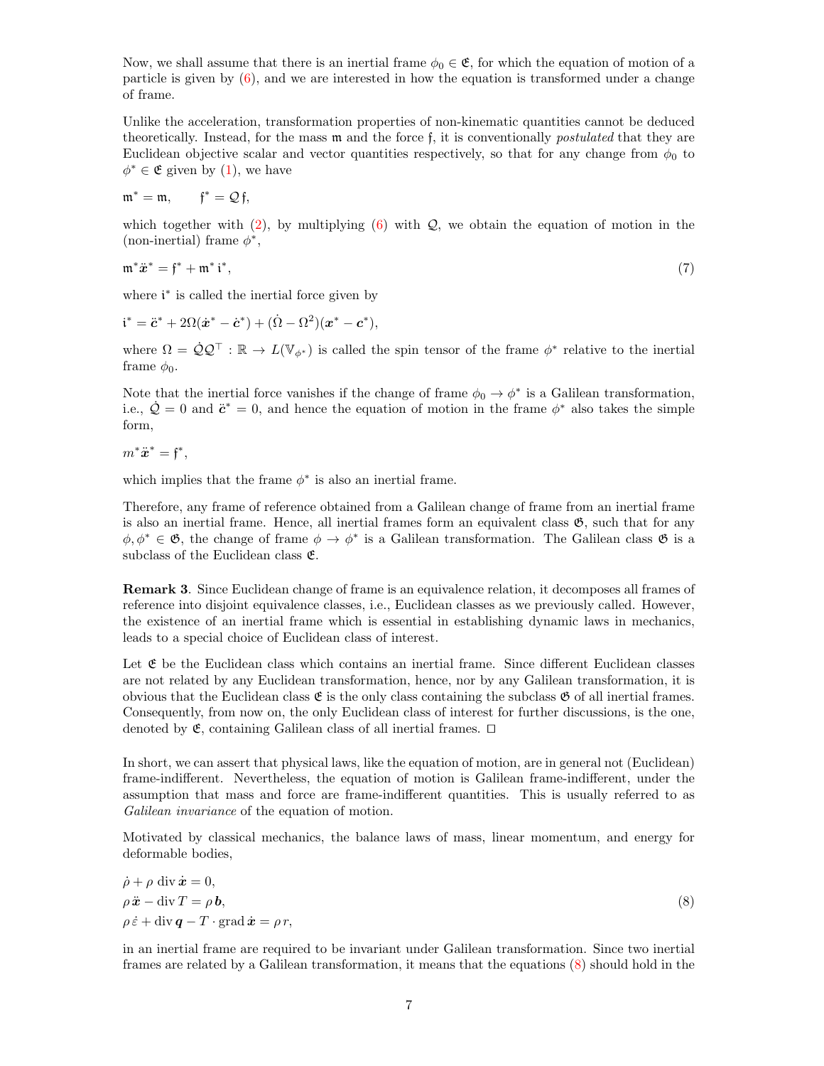Now, we shall assume that there is an inertial frame $\phi_0 \in \mathfrak{E}$, for which the equation of motion of a particle is given by (6), and we are interested in how the equation is transformed under a change of frame.

Unlike the acceleration, transformation properties of non-kinematic quantities cannot be deduced theoretically. Instead, for the mass $\mathfrak{m}$ and the force $\mathfrak{f}$, it is conventionally *postulated* that they are Euclidean objective scalar and vector quantities respectively, so that for any change from $\phi_0$ to $\phi^* \in \mathfrak{E}$ given by (1), we have

$$\mathfrak{m}^* = \mathfrak{m}, \qquad \mathfrak{f}^* = \mathcal{Q}\,\mathfrak{f},$$

which together with (2), by multiplying (6) with $\mathcal{Q}$, we obtain the equation of motion in the (non-inertial) frame $\phi^*$,

$$\mathfrak{m}^* \ddot{\boldsymbol{x}}^* = \mathfrak{f}^* + \mathfrak{m}^*\, \mathfrak{i}^*, \tag{7}$$

where $\mathfrak{i}^*$ is called the inertial force given by

$$\mathfrak{i}^* = \ddot{\boldsymbol{c}}^* + 2\Omega(\dot{\boldsymbol{x}}^* - \dot{\boldsymbol{c}}^*) + (\dot{\Omega} - \Omega^2)(\boldsymbol{x}^* - \boldsymbol{c}^*),$$

where $\Omega = \dot{\mathcal{Q}}\mathcal{Q}^\top : \mathbb{R} \to L(\mathbb{V}_{\phi^*})$ is called the spin tensor of the frame $\phi^*$ relative to the inertial frame $\phi_0$.

Note that the inertial force vanishes if the change of frame $\phi_0 \to \phi^*$ is a Galilean transformation, i.e., $\dot{\mathcal{Q}} = 0$ and $\ddot{\boldsymbol{c}}^* = 0$, and hence the equation of motion in the frame $\phi^*$ also takes the simple form,

$$m^* \ddot{\boldsymbol{x}}^* = \mathfrak{f}^*,$$

which implies that the frame $\phi^*$ is also an inertial frame.

Therefore, any frame of reference obtained from a Galilean change of frame from an inertial frame is also an inertial frame. Hence, all inertial frames form an equivalent class $\mathfrak{G}$, such that for any $\phi, \phi^* \in \mathfrak{G}$, the change of frame $\phi \to \phi^*$ is a Galilean transformation. The Galilean class $\mathfrak{G}$ is a subclass of the Euclidean class $\mathfrak{E}$.

**Remark 3**. Since Euclidean change of frame is an equivalence relation, it decomposes all frames of reference into disjoint equivalence classes, i.e., Euclidean classes as we previously called. However, the existence of an inertial frame which is essential in establishing dynamic laws in mechanics, leads to a special choice of Euclidean class of interest.

Let $\mathfrak{E}$ be the Euclidean class which contains an inertial frame. Since different Euclidean classes are not related by any Euclidean transformation, hence, nor by any Galilean transformation, it is obvious that the Euclidean class $\mathfrak{E}$ is the only class containing the subclass $\mathfrak{G}$ of all inertial frames. Consequently, from now on, the only Euclidean class of interest for further discussions, is the one, denoted by $\mathfrak{E}$, containing Galilean class of all inertial frames. □

In short, we can assert that physical laws, like the equation of motion, are in general not (Euclidean) frame-indifferent. Nevertheless, the equation of motion is Galilean frame-indifferent, under the assumption that mass and force are frame-indifferent quantities. This is usually referred to as *Galilean invariance* of the equation of motion.

Motivated by classical mechanics, the balance laws of mass, linear momentum, and energy for deformable bodies,

$$\begin{aligned}
&\dot{\rho} + \rho \operatorname{div} \dot{\boldsymbol{x}} = 0,\\
&\rho\, \ddot{\boldsymbol{x}} - \operatorname{div} T = \rho\, \boldsymbol{b},\\
&\rho\, \dot{\varepsilon} + \operatorname{div} \boldsymbol{q} - T \cdot \operatorname{grad} \dot{\boldsymbol{x}} = \rho\, r,
\end{aligned} \tag{8}$$

in an inertial frame are required to be invariant under Galilean transformation. Since two inertial frames are related by a Galilean transformation, it means that the equations (8) should hold in the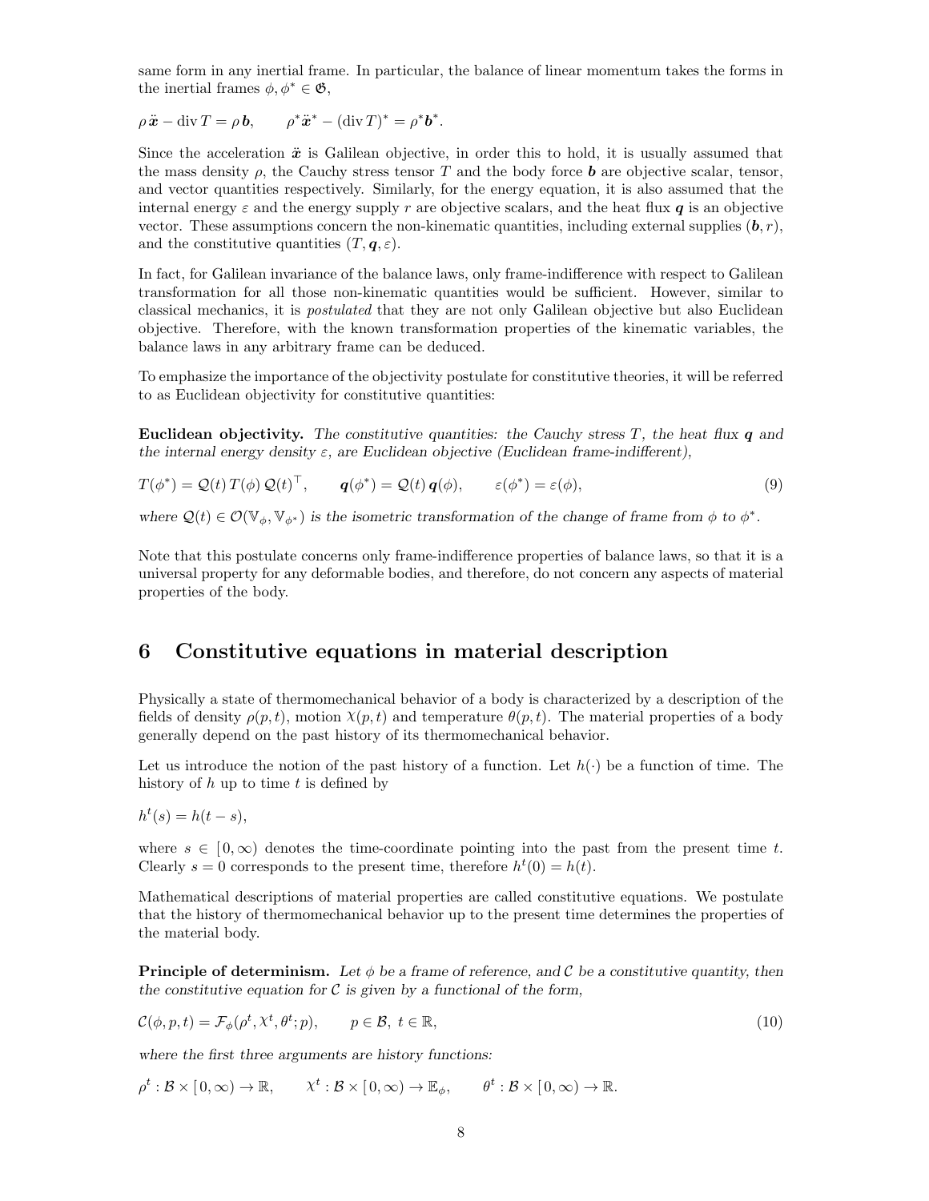same form in any inertial frame. In particular, the balance of linear momentum takes the forms in the inertial frames $\phi, \phi^* \in \mathfrak{G}$,

$$\rho\, \ddot{\boldsymbol{x}} - \operatorname{div} T = \rho\, \boldsymbol{b}, \qquad \rho^* \ddot{\boldsymbol{x}}^* - (\operatorname{div} T)^* = \rho^* \boldsymbol{b}^*.$$

Since the acceleration $\ddot{\boldsymbol{x}}$ is Galilean objective, in order this to hold, it is usually assumed that the mass density $\rho$, the Cauchy stress tensor $T$ and the body force $\boldsymbol{b}$ are objective scalar, tensor, and vector quantities respectively. Similarly, for the energy equation, it is also assumed that the internal energy $\varepsilon$ and the energy supply $r$ are objective scalars, and the heat flux $\boldsymbol{q}$ is an objective vector. These assumptions concern the non-kinematic quantities, including external supplies $(\boldsymbol{b}, r)$, and the constitutive quantities $(T, \boldsymbol{q}, \varepsilon)$.

In fact, for Galilean invariance of the balance laws, only frame-indifference with respect to Galilean transformation for all those non-kinematic quantities would be sufficient. However, similar to classical mechanics, it is *postulated* that they are not only Galilean objective but also Euclidean objective. Therefore, with the known transformation properties of the kinematic variables, the balance laws in any arbitrary frame can be deduced.

To emphasize the importance of the objectivity postulate for constitutive theories, it will be referred to as Euclidean objectivity for constitutive quantities:

**Euclidean objectivity.** *The constitutive quantities: the Cauchy stress $T$, the heat flux $\boldsymbol{q}$ and the internal energy density $\varepsilon$, are Euclidean objective (Euclidean frame-indifferent),*

$$T(\phi^*) = \mathcal{Q}(t)\, T(\phi)\, \mathcal{Q}(t)^\top, \qquad \boldsymbol{q}(\phi^*) = \mathcal{Q}(t)\, \boldsymbol{q}(\phi), \qquad \varepsilon(\phi^*) = \varepsilon(\phi), \tag{9}$$

*where $\mathcal{Q}(t) \in \mathcal{O}(\mathbb{V}_\phi, \mathbb{V}_{\phi^*})$ is the isometric transformation of the change of frame from $\phi$ to $\phi^*$.*

Note that this postulate concerns only frame-indifference properties of balance laws, so that it is a universal property for any deformable bodies, and therefore, do not concern any aspects of material properties of the body.

# 6 Constitutive equations in material description

Physically a state of thermomechanical behavior of a body is characterized by a description of the fields of density $\rho(p,t)$, motion $\chi(p,t)$ and temperature $\theta(p,t)$. The material properties of a body generally depend on the past history of its thermomechanical behavior.

Let us introduce the notion of the past history of a function. Let $h(\cdot)$ be a function of time. The history of $h$ up to time $t$ is defined by

$$h^t(s) = h(t-s),$$

where $s \in [\,0,\infty)$ denotes the time-coordinate pointing into the past from the present time $t$. Clearly $s = 0$ corresponds to the present time, therefore $h^t(0) = h(t)$.

Mathematical descriptions of material properties are called constitutive equations. We postulate that the history of thermomechanical behavior up to the present time determines the properties of the material body.

**Principle of determinism.** *Let $\phi$ be a frame of reference, and $\mathcal{C}$ be a constitutive quantity, then the constitutive equation for $\mathcal{C}$ is given by a functional of the form,*

$$\mathcal{C}(\phi, p, t) = \mathcal{F}_\phi(\rho^t, \chi^t, \theta^t; p), \qquad p \in \mathcal{B},\ t \in \mathbb{R}, \tag{10}$$

*where the first three arguments are history functions:*

$$\rho^t : \mathcal{B} \times [\,0,\infty) \to \mathbb{R}, \qquad \chi^t : \mathcal{B} \times [\,0,\infty) \to \mathbb{E}_\phi, \qquad \theta^t : \mathcal{B} \times [\,0,\infty) \to \mathbb{R}.$$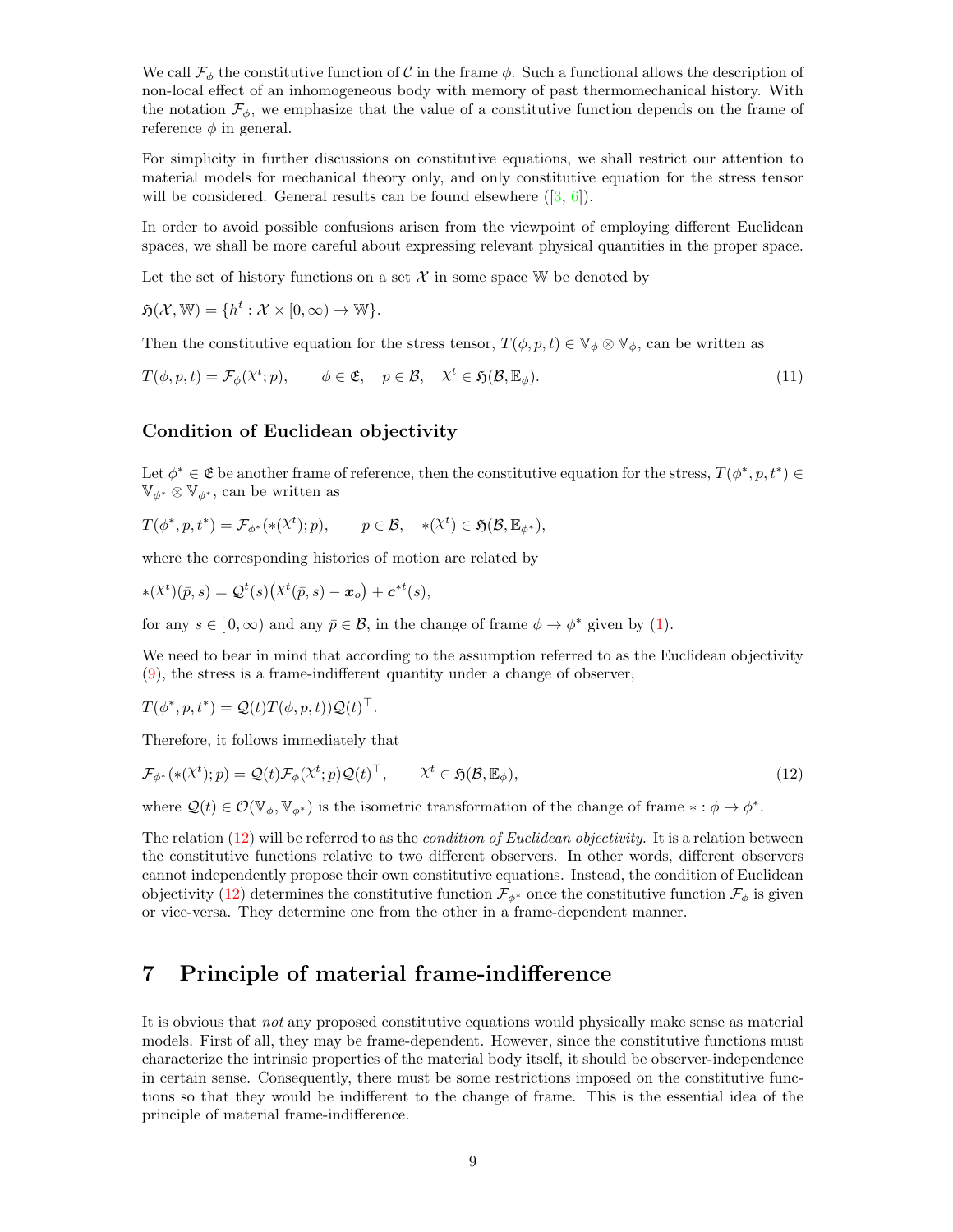We call $\mathcal{F}_\phi$ the constitutive function of $\mathcal{C}$ in the frame $\phi$. Such a functional allows the description of non-local effect of an inhomogeneous body with memory of past thermomechanical history. With the notation $\mathcal{F}_\phi$, we emphasize that the value of a constitutive function depends on the frame of reference $\phi$ in general.

For simplicity in further discussions on constitutive equations, we shall restrict our attention to material models for mechanical theory only, and only constitutive equation for the stress tensor will be considered. General results can be found elsewhere ([3, 6]).

In order to avoid possible confusions arisen from the viewpoint of employing different Euclidean spaces, we shall be more careful about expressing relevant physical quantities in the proper space.

Let the set of history functions on a set $\mathcal{X}$ in some space $\mathbb{W}$ be denoted by

$$\mathfrak{H}(\mathcal{X}, \mathbb{W}) = \{h^t : \mathcal{X} \times [0, \infty) \to \mathbb{W}\}.$$

Then the constitutive equation for the stress tensor, $T(\phi, p, t) \in \mathbb{V}_\phi \otimes \mathbb{V}_\phi$, can be written as

$$T(\phi, p, t) = \mathcal{F}_\phi(\chi^t; p), \qquad \phi \in \mathfrak{E}, \quad p \in \mathcal{B}, \quad \chi^t \in \mathfrak{H}(\mathcal{B}, \mathbb{E}_\phi). \tag{11}$$

### Condition of Euclidean objectivity

Let $\phi^* \in \mathfrak{E}$ be another frame of reference, then the constitutive equation for the stress, $T(\phi^*, p, t^*) \in \mathbb{V}_{\phi^*} \otimes \mathbb{V}_{\phi^*}$, can be written as

$$T(\phi^*, p, t^*) = \mathcal{F}_{\phi^*}(*(\chi^t); p), \qquad p \in \mathcal{B}, \quad *(\chi^t) \in \mathfrak{H}(\mathcal{B}, \mathbb{E}_{\phi^*}),$$

where the corresponding histories of motion are related by

$$*(\chi^t)(\bar{p}, s) = \mathcal{Q}^t(s)\big(\chi^t(\bar{p}, s) - \boldsymbol{x}_o\big) + \boldsymbol{c}^{*t}(s),$$

for any $s \in [0, \infty)$ and any $\bar{p} \in \mathcal{B}$, in the change of frame $\phi \to \phi^*$ given by (1).

We need to bear in mind that according to the assumption referred to as the Euclidean objectivity (9), the stress is a frame-indifferent quantity under a change of observer,

$$T(\phi^*, p, t^*) = \mathcal{Q}(t) T(\phi, p, t)) \mathcal{Q}(t)^\top.$$

Therefore, it follows immediately that

$$\mathcal{F}_{\phi^*}(*(\chi^t); p) = \mathcal{Q}(t) \mathcal{F}_\phi(\chi^t; p) \mathcal{Q}(t)^\top, \qquad \chi^t \in \mathfrak{H}(\mathcal{B}, \mathbb{E}_\phi), \tag{12}$$

where $\mathcal{Q}(t) \in \mathcal{O}(\mathbb{V}_\phi, \mathbb{V}_{\phi^*})$ is the isometric transformation of the change of frame $* : \phi \to \phi^*$.

The relation (12) will be referred to as the *condition of Euclidean objectivity*. It is a relation between the constitutive functions relative to two different observers. In other words, different observers cannot independently propose their own constitutive equations. Instead, the condition of Euclidean objectivity (12) determines the constitutive function $\mathcal{F}_{\phi^*}$ once the constitutive function $\mathcal{F}_\phi$ is given or vice-versa. They determine one from the other in a frame-dependent manner.

## 7 Principle of material frame-indifference

It is obvious that *not* any proposed constitutive equations would physically make sense as material models. First of all, they may be frame-dependent. However, since the constitutive functions must characterize the intrinsic properties of the material body itself, it should be observer-independence in certain sense. Consequently, there must be some restrictions imposed on the constitutive functions so that they would be indifferent to the change of frame. This is the essential idea of the principle of material frame-indifference.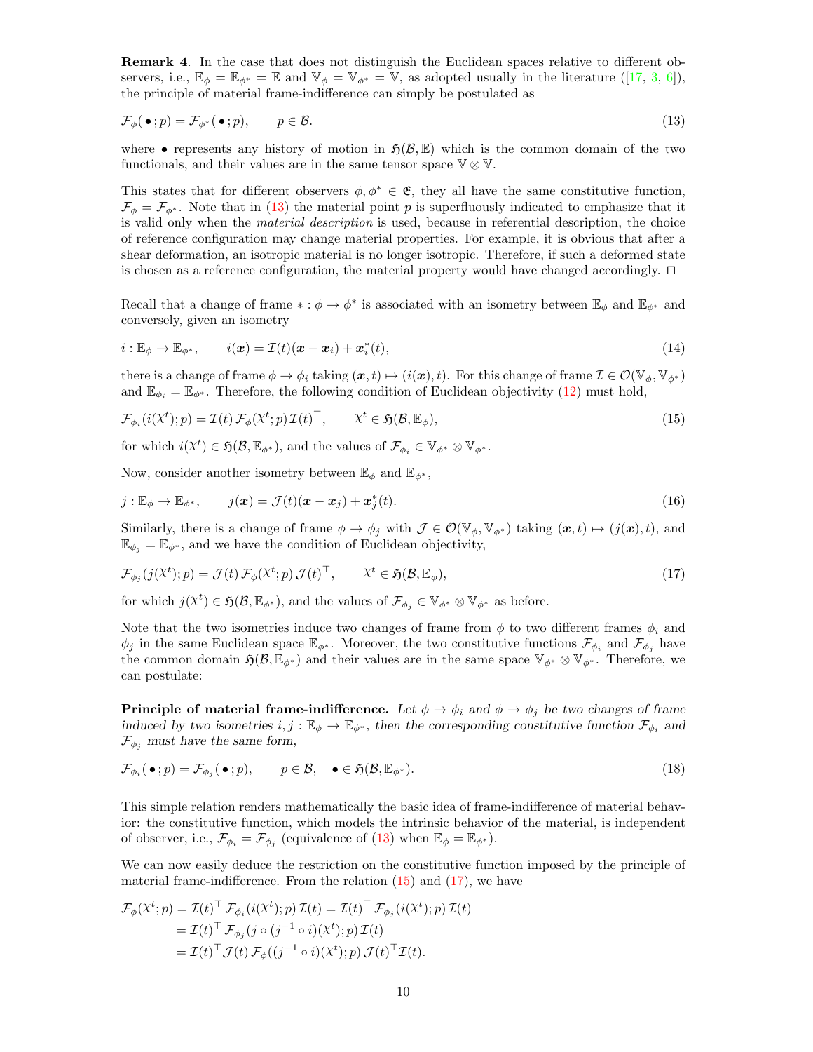**Remark 4**. In the case that does not distinguish the Euclidean spaces relative to different observers, i.e., $\mathbb{E}_\phi = \mathbb{E}_{\phi^*} = \mathbb{E}$ and $\mathbb{V}_\phi = \mathbb{V}_{\phi^*} = \mathbb{V}$, as adopted usually in the literature ([17, 3, 6]), the principle of material frame-indifference can simply be postulated as

$$\mathcal{F}_\phi(\,\bullet\,; p) = \mathcal{F}_{\phi^*}(\,\bullet\,; p), \qquad p \in \mathcal{B}. \tag{13}$$

where $\bullet$ represents any history of motion in $\mathfrak{H}(\mathcal{B}, \mathbb{E})$ which is the common domain of the two functionals, and their values are in the same tensor space $\mathbb{V} \otimes \mathbb{V}$.

This states that for different observers $\phi, \phi^* \in \mathfrak{E}$, they all have the same constitutive function, $\mathcal{F}_\phi = \mathcal{F}_{\phi^*}$. Note that in (13) the material point $p$ is superfluously indicated to emphasize that it is valid only when the *material description* is used, because in referential description, the choice of reference configuration may change material properties. For example, it is obvious that after a shear deformation, an isotropic material is no longer isotropic. Therefore, if such a deformed state is chosen as a reference configuration, the material property would have changed accordingly. □

Recall that a change of frame $* : \phi \to \phi^*$ is associated with an isometry between $\mathbb{E}_\phi$ and $\mathbb{E}_{\phi^*}$ and conversely, given an isometry

$$i : \mathbb{E}_\phi \to \mathbb{E}_{\phi^*}, \qquad i(\boldsymbol{x}) = \mathcal{I}(t)(\boldsymbol{x} - \boldsymbol{x}_i) + \boldsymbol{x}_i^*(t), \tag{14}$$

there is a change of frame $\phi \to \phi_i$ taking $(\boldsymbol{x}, t) \mapsto (i(\boldsymbol{x}), t)$. For this change of frame $\mathcal{I} \in \mathcal{O}(\mathbb{V}_\phi, \mathbb{V}_{\phi^*})$ and $\mathbb{E}_{\phi_i} = \mathbb{E}_{\phi^*}$. Therefore, the following condition of Euclidean objectivity (12) must hold,

$$\mathcal{F}_{\phi_i}(i(\chi^t); p) = \mathcal{I}(t)\, \mathcal{F}_\phi(\chi^t; p)\, \mathcal{I}(t)^\top, \qquad \chi^t \in \mathfrak{H}(\mathcal{B}, \mathbb{E}_\phi), \tag{15}$$

for which $i(\chi^t) \in \mathfrak{H}(\mathcal{B}, \mathbb{E}_{\phi^*})$, and the values of $\mathcal{F}_{\phi_i} \in \mathbb{V}_{\phi^*} \otimes \mathbb{V}_{\phi^*}$.

Now, consider another isometry between $\mathbb{E}_\phi$ and $\mathbb{E}_{\phi^*}$,

$$j : \mathbb{E}_\phi \to \mathbb{E}_{\phi^*}, \qquad j(\boldsymbol{x}) = \mathcal{J}(t)(\boldsymbol{x} - \boldsymbol{x}_j) + \boldsymbol{x}_j^*(t). \tag{16}$$

Similarly, there is a change of frame $\phi \to \phi_j$ with $\mathcal{J} \in \mathcal{O}(\mathbb{V}_\phi, \mathbb{V}_{\phi^*})$ taking $(\boldsymbol{x}, t) \mapsto (j(\boldsymbol{x}), t)$, and $\mathbb{E}_{\phi_j} = \mathbb{E}_{\phi^*}$, and we have the condition of Euclidean objectivity,

$$\mathcal{F}_{\phi_j}(j(\chi^t); p) = \mathcal{J}(t)\, \mathcal{F}_\phi(\chi^t; p)\, \mathcal{J}(t)^\top, \qquad \chi^t \in \mathfrak{H}(\mathcal{B}, \mathbb{E}_\phi), \tag{17}$$

for which $j(\chi^t) \in \mathfrak{H}(\mathcal{B}, \mathbb{E}_{\phi^*})$, and the values of $\mathcal{F}_{\phi_j} \in \mathbb{V}_{\phi^*} \otimes \mathbb{V}_{\phi^*}$ as before.

Note that the two isometries induce two changes of frame from $\phi$ to two different frames $\phi_i$ and $\phi_j$ in the same Euclidean space $\mathbb{E}_{\phi^*}$. Moreover, the two constitutive functions $\mathcal{F}_{\phi_i}$ and $\mathcal{F}_{\phi_j}$ have the common domain $\mathfrak{H}(\mathcal{B}, \mathbb{E}_{\phi^*})$ and their values are in the same space $\mathbb{V}_{\phi^*} \otimes \mathbb{V}_{\phi^*}$. Therefore, we can postulate:

**Principle of material frame-indifference.** *Let $\phi \to \phi_i$ and $\phi \to \phi_j$ be two changes of frame induced by two isometries $i, j : \mathbb{E}_\phi \to \mathbb{E}_{\phi^*}$, then the corresponding constitutive function $\mathcal{F}_{\phi_i}$ and $\mathcal{F}_{\phi_j}$ must have the same form,*

$$\mathcal{F}_{\phi_i}(\,\bullet\,; p) = \mathcal{F}_{\phi_j}(\,\bullet\,; p), \qquad p \in \mathcal{B}, \quad \bullet \in \mathfrak{H}(\mathcal{B}, \mathbb{E}_{\phi^*}). \tag{18}$$

This simple relation renders mathematically the basic idea of frame-indifference of material behavior: the constitutive function, which models the intrinsic behavior of the material, is independent of observer, i.e., $\mathcal{F}_{\phi_i} = \mathcal{F}_{\phi_j}$ (equivalence of (13) when $\mathbb{E}_\phi = \mathbb{E}_{\phi^*}$).

We can now easily deduce the restriction on the constitutive function imposed by the principle of material frame-indifference. From the relation (15) and (17), we have

$$\begin{aligned}
\mathcal{F}_\phi(\chi^t; p) &= \mathcal{I}(t)^\top\, \mathcal{F}_{\phi_i}(i(\chi^t); p)\, \mathcal{I}(t) = \mathcal{I}(t)^\top\, \mathcal{F}_{\phi_j}(i(\chi^t); p)\, \mathcal{I}(t) \\
&= \mathcal{I}(t)^\top\, \mathcal{F}_{\phi_j}(j \circ (j^{-1} \circ i)(\chi^t); p)\, \mathcal{I}(t) \\
&= \mathcal{I}(t)^\top \mathcal{J}(t)\, \mathcal{F}_\phi(\underline{(j^{-1} \circ i)}(\chi^t); p)\, \mathcal{J}(t)^\top \mathcal{I}(t).
\end{aligned}$$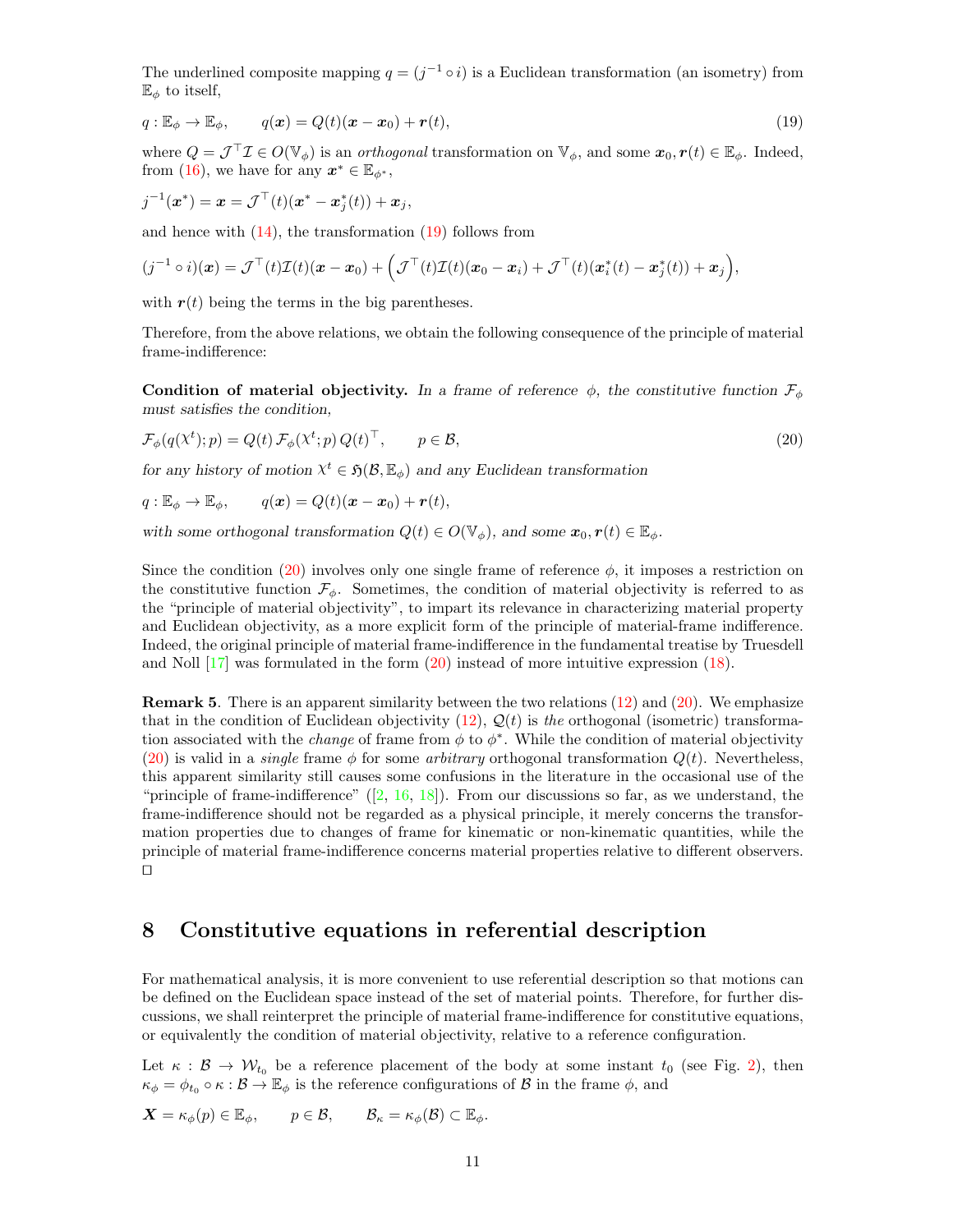The underlined composite mapping $q = (j^{-1} \circ i)$ is a Euclidean transformation (an isometry) from $\mathbb{E}_\phi$ to itself,

$$q : \mathbb{E}_\phi \to \mathbb{E}_\phi, \qquad q(\boldsymbol{x}) = Q(t)(\boldsymbol{x} - \boldsymbol{x}_0) + \boldsymbol{r}(t), \tag{19}$$

where $Q = \mathcal{J}^\top \mathcal{I} \in O(\mathbb{V}_\phi)$ is an *orthogonal* transformation on $\mathbb{V}_\phi$, and some $\boldsymbol{x}_0, \boldsymbol{r}(t) \in \mathbb{E}_\phi$. Indeed, from (16), we have for any $\boldsymbol{x}^* \in \mathbb{E}_{\phi^*}$,

$$j^{-1}(\boldsymbol{x}^*) = \boldsymbol{x} = \mathcal{J}^\top(t)(\boldsymbol{x}^* - \boldsymbol{x}_j^*(t)) + \boldsymbol{x}_j,$$

and hence with (14), the transformation (19) follows from

$$(j^{-1} \circ i)(\boldsymbol{x}) = \mathcal{J}^\top(t)\mathcal{I}(t)(\boldsymbol{x} - \boldsymbol{x}_0) + \Big(\mathcal{J}^\top(t)\mathcal{I}(t)(\boldsymbol{x}_0 - \boldsymbol{x}_i) + \mathcal{J}^\top(t)(\boldsymbol{x}_i^*(t) - \boldsymbol{x}_j^*(t)) + \boldsymbol{x}_j\Big),$$

with $\boldsymbol{r}(t)$ being the terms in the big parentheses.

Therefore, from the above relations, we obtain the following consequence of the principle of material frame-indifference:

**Condition of material objectivity.** *In a frame of reference $\phi$, the constitutive function $\mathcal{F}_\phi$ must satisfies the condition,*

$$\mathcal{F}_\phi(q(\chi^t); p) = Q(t)\, \mathcal{F}_\phi(\chi^t; p)\, Q(t)^\top, \qquad p \in \mathcal{B}, \tag{20}$$

*for any history of motion $\chi^t \in \mathfrak{H}(\mathcal{B}, \mathbb{E}_\phi)$ and any Euclidean transformation*

$$q : \mathbb{E}_\phi \to \mathbb{E}_\phi, \qquad q(\boldsymbol{x}) = Q(t)(\boldsymbol{x} - \boldsymbol{x}_0) + \boldsymbol{r}(t),$$

*with some orthogonal transformation $Q(t) \in O(\mathbb{V}_\phi)$, and some $\boldsymbol{x}_0, \boldsymbol{r}(t) \in \mathbb{E}_\phi$.*

Since the condition (20) involves only one single frame of reference $\phi$, it imposes a restriction on the constitutive function $\mathcal{F}_\phi$. Sometimes, the condition of material objectivity is referred to as the "principle of material objectivity", to impart its relevance in characterizing material property and Euclidean objectivity, as a more explicit form of the principle of material-frame indifference. Indeed, the original principle of material frame-indifference in the fundamental treatise by Truesdell and Noll [17] was formulated in the form (20) instead of more intuitive expression (18).

**Remark 5**. There is an apparent similarity between the two relations (12) and (20). We emphasize that in the condition of Euclidean objectivity (12), $\mathcal{Q}(t)$ is *the* orthogonal (isometric) transformation associated with the *change* of frame from $\phi$ to $\phi^*$. While the condition of material objectivity (20) is valid in a *single* frame $\phi$ for some *arbitrary* orthogonal transformation $Q(t)$. Nevertheless, this apparent similarity still causes some confusions in the literature in the occasional use of the "principle of frame-indifference" ([2, 16, 18]). From our discussions so far, as we understand, the frame-indifference should not be regarded as a physical principle, it merely concerns the transformation properties due to changes of frame for kinematic or non-kinematic quantities, while the principle of material frame-indifference concerns material properties relative to different observers. □

## 8 Constitutive equations in referential description

For mathematical analysis, it is more convenient to use referential description so that motions can be defined on the Euclidean space instead of the set of material points. Therefore, for further discussions, we shall reinterpret the principle of material frame-indifference for constitutive equations, or equivalently the condition of material objectivity, relative to a reference configuration.

Let $\kappa : \mathcal{B} \to \mathcal{W}_{t_0}$ be a reference placement of the body at some instant $t_0$ (see Fig. 2), then $\kappa_\phi = \phi_{t_0} \circ \kappa : \mathcal{B} \to \mathbb{E}_\phi$ is the reference configurations of $\mathcal{B}$ in the frame $\phi$, and

$$\boldsymbol{X} = \kappa_\phi(p) \in \mathbb{E}_\phi, \qquad p \in \mathcal{B}, \qquad \mathcal{B}_\kappa = \kappa_\phi(\mathcal{B}) \subset \mathbb{E}_\phi.$$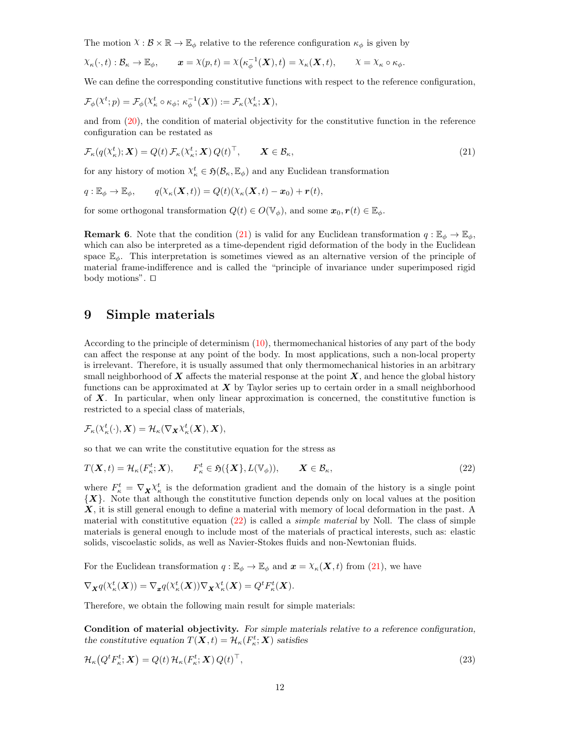The motion $\chi : \mathcal{B} \times \mathbb{R} \to \mathbb{E}_\phi$ relative to the reference configuration $\kappa_\phi$ is given by

$$\chi_\kappa(\cdot, t) : \mathcal{B}_\kappa \to \mathbb{E}_\phi, \qquad \boldsymbol{x} = \chi(p,t) = \chi\big(\kappa_\phi^{-1}(\boldsymbol{X}), t\big) = \chi_\kappa(\boldsymbol{X}, t), \qquad \chi = \chi_\kappa \circ \kappa_\phi.$$

We can define the corresponding constitutive functions with respect to the reference configuration,

$$\mathcal{F}_\phi(\chi^t; p) = \mathcal{F}_\phi(\chi_\kappa^t \circ \kappa_\phi;\, \kappa_\phi^{-1}(\boldsymbol{X})) := \mathcal{F}_\kappa(\chi_\kappa^t; \boldsymbol{X}),$$

and from (20), the condition of material objectivity for the constitutive function in the reference configuration can be restated as

$$\mathcal{F}_\kappa(q(\chi_\kappa^t); \boldsymbol{X}) = Q(t)\, \mathcal{F}_\kappa(\chi_\kappa^t; \boldsymbol{X})\, Q(t)^\top, \qquad \boldsymbol{X} \in \mathcal{B}_\kappa, \tag{21}$$

for any history of motion $\chi_\kappa^t \in \mathfrak{H}(\mathcal{B}_\kappa, \mathbb{E}_\phi)$ and any Euclidean transformation

$$q : \mathbb{E}_\phi \to \mathbb{E}_\phi, \qquad q(\chi_\kappa(\boldsymbol{X}, t)) = Q(t)(\chi_\kappa(\boldsymbol{X}, t) - \boldsymbol{x}_0) + \boldsymbol{r}(t),$$

for some orthogonal transformation $Q(t) \in O(\mathbb{V}_\phi)$, and some $\boldsymbol{x}_0, \boldsymbol{r}(t) \in \mathbb{E}_\phi$.

**Remark 6**. Note that the condition (21) is valid for any Euclidean transformation $q : \mathbb{E}_\phi \to \mathbb{E}_\phi$, which can also be interpreted as a time-dependent rigid deformation of the body in the Euclidean space $\mathbb{E}_\phi$. This interpretation is sometimes viewed as an alternative version of the principle of material frame-indifference and is called the "principle of invariance under superimposed rigid body motions". □

# 9 Simple materials

According to the principle of determinism (10), thermomechanical histories of any part of the body can affect the response at any point of the body. In most applications, such a non-local property is irrelevant. Therefore, it is usually assumed that only thermomechanical histories in an arbitrary small neighborhood of $\boldsymbol{X}$ affects the material response at the point $\boldsymbol{X}$, and hence the global history functions can be approximated at $\boldsymbol{X}$ by Taylor series up to certain order in a small neighborhood of $\boldsymbol{X}$. In particular, when only linear approximation is concerned, the constitutive function is restricted to a special class of materials,

$$\mathcal{F}_\kappa(\chi_\kappa^t(\cdot), \boldsymbol{X}) = \mathcal{H}_\kappa(\nabla_{\boldsymbol{X}} \chi_\kappa^t(\boldsymbol{X}), \boldsymbol{X}),$$

so that we can write the constitutive equation for the stress as

$$T(\boldsymbol{X}, t) = \mathcal{H}_\kappa(F_\kappa^t; \boldsymbol{X}), \qquad F_\kappa^t \in \mathfrak{H}(\{\boldsymbol{X}\}, L(\mathbb{V}_\phi)), \qquad \boldsymbol{X} \in \mathcal{B}_\kappa, \tag{22}$$

where $F_\kappa^t = \nabla_{\boldsymbol{X}} \chi_\kappa^t$ is the deformation gradient and the domain of the history is a single point $\{\boldsymbol{X}\}$. Note that although the constitutive function depends only on local values at the position $\boldsymbol{X}$, it is still general enough to define a material with memory of local deformation in the past. A material with constitutive equation (22) is called a *simple material* by Noll. The class of simple materials is general enough to include most of the materials of practical interests, such as: elastic solids, viscoelastic solids, as well as Navier-Stokes fluids and non-Newtonian fluids.

For the Euclidean transformation $q : \mathbb{E}_\phi \to \mathbb{E}_\phi$ and $\boldsymbol{x} = \chi_\kappa(\boldsymbol{X}, t)$ from (21), we have

$$\nabla_{\boldsymbol{X}} q(\chi_\kappa^t(\boldsymbol{X})) = \nabla_{\boldsymbol{x}} q(\chi_\kappa^t(\boldsymbol{X})) \nabla_{\boldsymbol{X}} \chi_\kappa^t(\boldsymbol{X}) = Q^t F_\kappa^t(\boldsymbol{X}).$$

Therefore, we obtain the following main result for simple materials:

**Condition of material objectivity.** *For simple materials relative to a reference configuration, the constitutive equation $T(\boldsymbol{X}, t) = \mathcal{H}_\kappa(F_\kappa^t; \boldsymbol{X})$ satisfies*

$$\mathcal{H}_\kappa\big(Q^t F_\kappa^t; \boldsymbol{X}\big) = Q(t)\, \mathcal{H}_\kappa(F_\kappa^t; \boldsymbol{X})\, Q(t)^\top, \tag{23}$$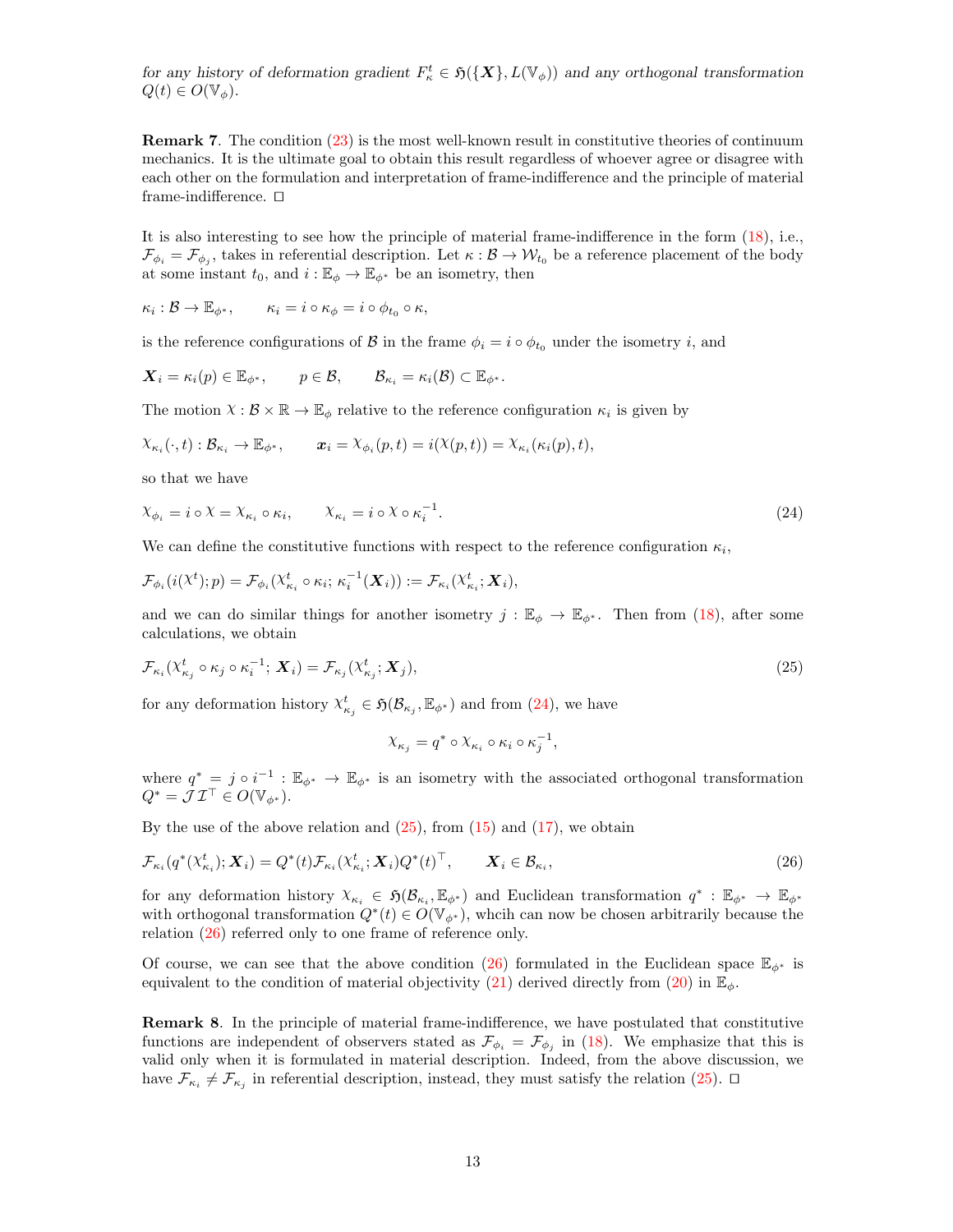*for any history of deformation gradient $F_\kappa^t \in \mathfrak{H}(\{\boldsymbol{X}\}, L(\mathbb{V}_\phi))$ and any orthogonal transformation $Q(t) \in O(\mathbb{V}_\phi)$.*

**Remark 7**. The condition (23) is the most well-known result in constitutive theories of continuum mechanics. It is the ultimate goal to obtain this result regardless of whoever agree or disagree with each other on the formulation and interpretation of frame-indifference and the principle of material frame-indifference. □

It is also interesting to see how the principle of material frame-indifference in the form (18), i.e., $\mathcal{F}_{\phi_i} = \mathcal{F}_{\phi_j}$, takes in referential description. Let $\kappa : \mathcal{B} \to \mathcal{W}_{t_0}$ be a reference placement of the body at some instant $t_0$, and $i : \mathbb{E}_\phi \to \mathbb{E}_{\phi^*}$ be an isometry, then

$$\kappa_i : \mathcal{B} \to \mathbb{E}_{\phi^*}, \qquad \kappa_i = i \circ \kappa_\phi = i \circ \phi_{t_0} \circ \kappa,$$

is the reference configurations of $\mathcal{B}$ in the frame $\phi_i = i \circ \phi_{t_0}$ under the isometry $i$, and

$$\boldsymbol{X}_i = \kappa_i(p) \in \mathbb{E}_{\phi^*}, \qquad p \in \mathcal{B}, \qquad \mathcal{B}_{\kappa_i} = \kappa_i(\mathcal{B}) \subset \mathbb{E}_{\phi^*}.$$

The motion $\chi : \mathcal{B} \times \mathbb{R} \to \mathbb{E}_\phi$ relative to the reference configuration $\kappa_i$ is given by

$$\chi_{\kappa_i}(\cdot, t) : \mathcal{B}_{\kappa_i} \to \mathbb{E}_{\phi^*}, \qquad \boldsymbol{x}_i = \chi_{\phi_i}(p,t) = i(\chi(p,t)) = \chi_{\kappa_i}(\kappa_i(p), t),$$

so that we have

$$\chi_{\phi_i} = i \circ \chi = \chi_{\kappa_i} \circ \kappa_i, \qquad \chi_{\kappa_i} = i \circ \chi \circ \kappa_i^{-1}. \tag{24}$$

We can define the constitutive functions with respect to the reference configuration $\kappa_i$,

$$\mathcal{F}_{\phi_i}(i(\chi^t); p) = \mathcal{F}_{\phi_i}(\chi^t_{\kappa_i} \circ \kappa_i;\, \kappa_i^{-1}(\boldsymbol{X}_i)) := \mathcal{F}_{\kappa_i}(\chi^t_{\kappa_i}; \boldsymbol{X}_i),$$

and we can do similar things for another isometry $j : \mathbb{E}_\phi \to \mathbb{E}_{\phi^*}$. Then from (18), after some calculations, we obtain

$$\mathcal{F}_{\kappa_i}(\chi^t_{\kappa_j} \circ \kappa_j \circ \kappa_i^{-1};\, \boldsymbol{X}_i) = \mathcal{F}_{\kappa_j}(\chi^t_{\kappa_j}; \boldsymbol{X}_j), \tag{25}$$

for any deformation history $\chi^t_{\kappa_j} \in \mathfrak{H}(\mathcal{B}_{\kappa_j}, \mathbb{E}_{\phi^*})$ and from (24), we have

$$\chi_{\kappa_j} = q^* \circ \chi_{\kappa_i} \circ \kappa_i \circ \kappa_j^{-1},$$

where $q^* = j \circ i^{-1} : \mathbb{E}_{\phi^*} \to \mathbb{E}_{\phi^*}$ is an isometry with the associated orthogonal transformation $Q^* = \mathcal{J}\mathcal{I}^\top \in O(\mathbb{V}_{\phi^*})$.

By the use of the above relation and (25), from (15) and (17), we obtain

$$\mathcal{F}_{\kappa_i}(q^*(\chi^t_{\kappa_i}); \boldsymbol{X}_i) = Q^*(t)\mathcal{F}_{\kappa_i}(\chi^t_{\kappa_i}; \boldsymbol{X}_i)Q^*(t)^\top, \qquad \boldsymbol{X}_i \in \mathcal{B}_{\kappa_i}, \tag{26}$$

for any deformation history $\chi_{\kappa_i} \in \mathfrak{H}(\mathcal{B}_{\kappa_i}, \mathbb{E}_{\phi^*})$ and Euclidean transformation $q^* : \mathbb{E}_{\phi^*} \to \mathbb{E}_{\phi^*}$ with orthogonal transformation $Q^*(t) \in O(\mathbb{V}_{\phi^*})$, whcih can now be chosen arbitrarily because the relation (26) referred only to one frame of reference only.

Of course, we can see that the above condition (26) formulated in the Euclidean space $\mathbb{E}_{\phi^*}$ is equivalent to the condition of material objectivity (21) derived directly from (20) in $\mathbb{E}_\phi$.

**Remark 8**. In the principle of material frame-indifference, we have postulated that constitutive functions are independent of observers stated as $\mathcal{F}_{\phi_i} = \mathcal{F}_{\phi_j}$ in (18). We emphasize that this is valid only when it is formulated in material description. Indeed, from the above discussion, we have $\mathcal{F}_{\kappa_i} \neq \mathcal{F}_{\kappa_j}$ in referential description, instead, they must satisfy the relation (25). □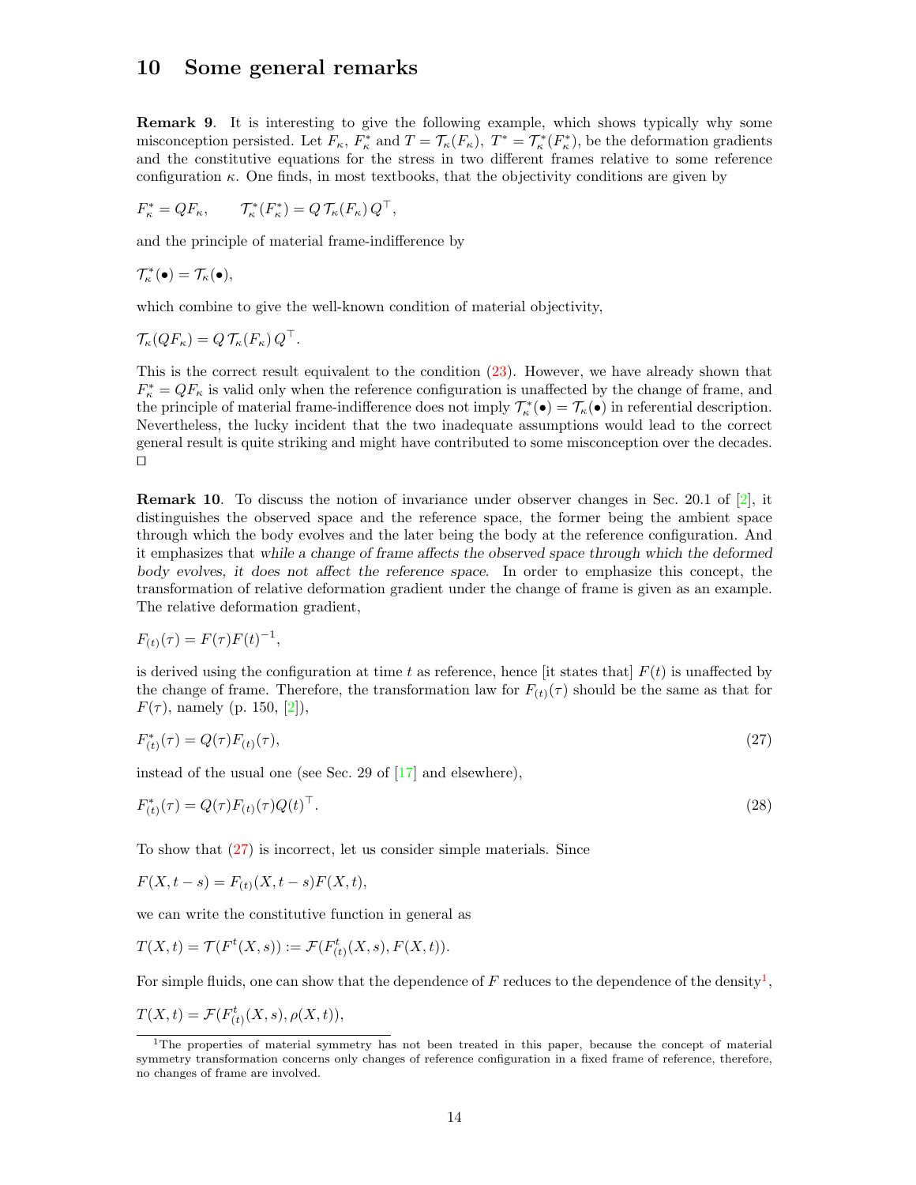# 10 Some general remarks

**Remark 9**. It is interesting to give the following example, which shows typically why some misconception persisted. Let $F_\kappa$, $F^*_\kappa$ and $T = \mathcal{T}_\kappa(F_\kappa)$, $T^* = \mathcal{T}^*_\kappa(F^*_\kappa)$, be the deformation gradients and the constitutive equations for the stress in two different frames relative to some reference configuration $\kappa$. One finds, in most textbooks, that the objectivity conditions are given by

$$F^*_\kappa = QF_\kappa, \qquad \mathcal{T}^*_\kappa(F^*_\kappa) = Q\,\mathcal{T}_\kappa(F_\kappa)\,Q^\top,$$

and the principle of material frame-indifference by

$$\mathcal{T}^*_\kappa(\bullet) = \mathcal{T}_\kappa(\bullet),$$

which combine to give the well-known condition of material objectivity,

$$\mathcal{T}_\kappa(QF_\kappa) = Q\,\mathcal{T}_\kappa(F_\kappa)\,Q^\top.$$

This is the correct result equivalent to the condition (23). However, we have already shown that $F^*_\kappa = QF_\kappa$ is valid only when the reference configuration is unaffected by the change of frame, and the principle of material frame-indifference does not imply $\mathcal{T}^*_\kappa(\bullet) = \mathcal{T}_\kappa(\bullet)$ in referential description. Nevertheless, the lucky incident that the two inadequate assumptions would lead to the correct general result is quite striking and might have contributed to some misconception over the decades. □

**Remark 10**. To discuss the notion of invariance under observer changes in Sec. 20.1 of [2], it distinguishes the observed space and the reference space, the former being the ambient space through which the body evolves and the later being the body at the reference configuration. And it emphasizes that *while a change of frame affects the observed space through which the deformed body evolves, it does not affect the reference space*. In order to emphasize this concept, the transformation of relative deformation gradient under the change of frame is given as an example. The relative deformation gradient,

$$F_{(t)}(\tau) = F(\tau)F(t)^{-1},$$

is derived using the configuration at time $t$ as reference, hence [it states that] $F(t)$ is unaffected by the change of frame. Therefore, the transformation law for $F_{(t)}(\tau)$ should be the same as that for $F(\tau)$, namely (p. 150, [2]),

$$F^*_{(t)}(\tau) = Q(\tau)F_{(t)}(\tau), \tag{27}$$

instead of the usual one (see Sec. 29 of [17] and elsewhere),

$$F^*_{(t)}(\tau) = Q(\tau)F_{(t)}(\tau)Q(t)^\top. \tag{28}$$

To show that (27) is incorrect, let us consider simple materials. Since

$$F(X, t-s) = F_{(t)}(X, t-s)F(X,t),$$

we can write the constitutive function in general as

$$T(X,t) = \mathcal{T}(F^t(X,s)) := \mathcal{F}(F^t_{(t)}(X,s), F(X,t)).$$

For simple fluids, one can show that the dependence of $F$ reduces to the dependence of the density[1],

$$T(X,t) = \mathcal{F}(F^t_{(t)}(X,s), \rho(X,t)),$$

[1]The properties of material symmetry has not been treated in this paper, because the concept of material symmetry transformation concerns only changes of reference configuration in a fixed frame of reference, therefore, no changes of frame are involved.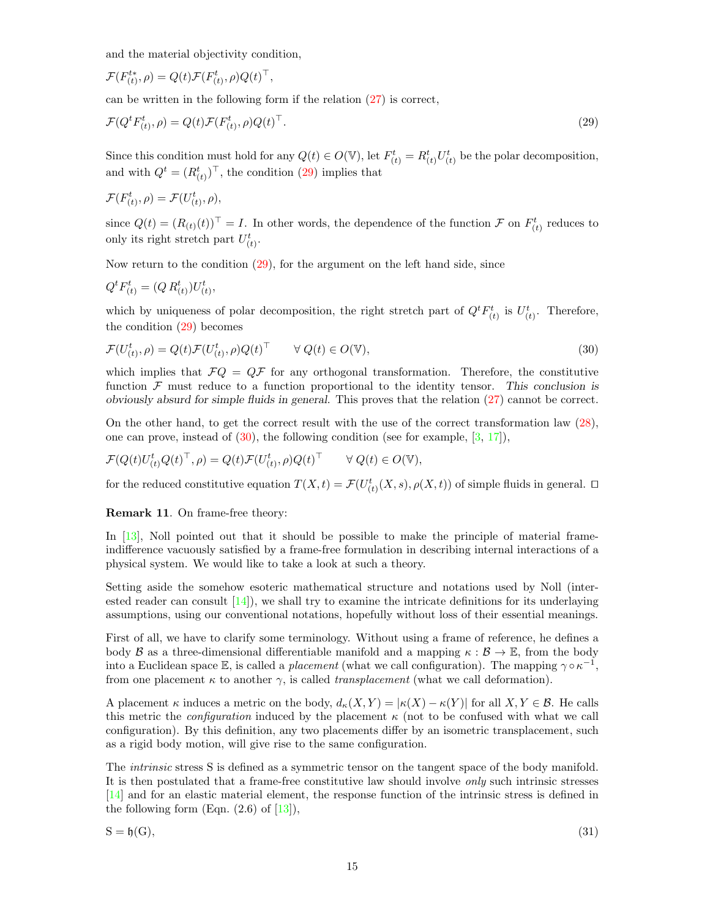and the material objectivity condition,

$$\mathcal{F}(F^{t*}_{(t)}, \rho) = Q(t)\mathcal{F}(F^{t}_{(t)}, \rho)Q(t)^{\top},$$

can be written in the following form if the relation (27) is correct,

$$\mathcal{F}(Q^t F^{t}_{(t)}, \rho) = Q(t)\mathcal{F}(F^{t}_{(t)}, \rho)Q(t)^{\top}. \tag{29}$$

Since this condition must hold for any $Q(t) \in O(\mathbb{V})$, let $F^t_{(t)} = R^t_{(t)} U^t_{(t)}$ be the polar decomposition, and with $Q^t = (R^t_{(t)})^{\top}$, the condition (29) implies that

$$\mathcal{F}(F^{t}_{(t)}, \rho) = \mathcal{F}(U^{t}_{(t)}, \rho),$$

since $Q(t) = (R_{(t)}(t))^{\top} = I$. In other words, the dependence of the function $\mathcal{F}$ on $F^t_{(t)}$ reduces to only its right stretch part $U^t_{(t)}$.

Now return to the condition (29), for the argument on the left hand side, since

$$Q^t F^t_{(t)} = (Q\, R^t_{(t)})U^t_{(t)},$$

which by uniqueness of polar decomposition, the right stretch part of $Q^t F^t_{(t)}$ is $U^t_{(t)}$. Therefore, the condition (29) becomes

$$\mathcal{F}(U^{t}_{(t)}, \rho) = Q(t)\mathcal{F}(U^{t}_{(t)}, \rho)Q(t)^{\top} \qquad \forall\, Q(t) \in O(\mathbb{V}), \tag{30}$$

which implies that $\mathcal{F}Q = Q\mathcal{F}$ for any orthogonal transformation. Therefore, the constitutive function $\mathcal{F}$ must reduce to a function proportional to the identity tensor. *This conclusion is obviously absurd for simple fluids in general*. This proves that the relation (27) cannot be correct.

On the other hand, to get the correct result with the use of the correct transformation law (28), one can prove, instead of (30), the following condition (see for example, [3, 17]),

$$\mathcal{F}(Q(t)U^t_{(t)}Q(t)^{\top}, \rho) = Q(t)\mathcal{F}(U^{t}_{(t)}, \rho)Q(t)^{\top} \qquad \forall\, Q(t) \in O(\mathbb{V}),$$

for the reduced constitutive equation $T(X,t) = \mathcal{F}(U^t_{(t)}(X,s), \rho(X,t))$ of simple fluids in general. □

**Remark 11**. On frame-free theory:

In [13], Noll pointed out that it should be possible to make the principle of material frame-indifference vacuously satisfied by a frame-free formulation in describing internal interactions of a physical system. We would like to take a look at such a theory.

Setting aside the somehow esoteric mathematical structure and notations used by Noll (interested reader can consult [14]), we shall try to examine the intricate definitions for its underlaying assumptions, using our conventional notations, hopefully without loss of their essential meanings.

First of all, we have to clarify some terminology. Without using a frame of reference, he defines a body $\mathcal{B}$ as a three-dimensional differentiable manifold and a mapping $\kappa : \mathcal{B} \to \mathbb{E}$, from the body into a Euclidean space $\mathbb{E}$, is called a *placement* (what we call configuration). The mapping $\gamma \circ \kappa^{-1}$, from one placement $\kappa$ to another $\gamma$, is called *transplacement* (what we call deformation).

A placement $\kappa$ induces a metric on the body, $d_\kappa(X,Y) = |\kappa(X) - \kappa(Y)|$ for all $X, Y \in \mathcal{B}$. He calls this metric the *configuration* induced by the placement $\kappa$ (not to be confused with what we call configuration). By this definition, any two placements differ by an isometric transplacement, such as a rigid body motion, will give rise to the same configuration.

The *intrinsic* stress $\mathrm{S}$ is defined as a symmetric tensor on the tangent space of the body manifold. It is then postulated that a frame-free constitutive law should involve *only* such intrinsic stresses [14] and for an elastic material element, the response function of the intrinsic stress is defined in the following form (Eqn. (2.6) of [13]),

$$\mathrm{S} = \mathfrak{h}(\mathrm{G}), \tag{31}$$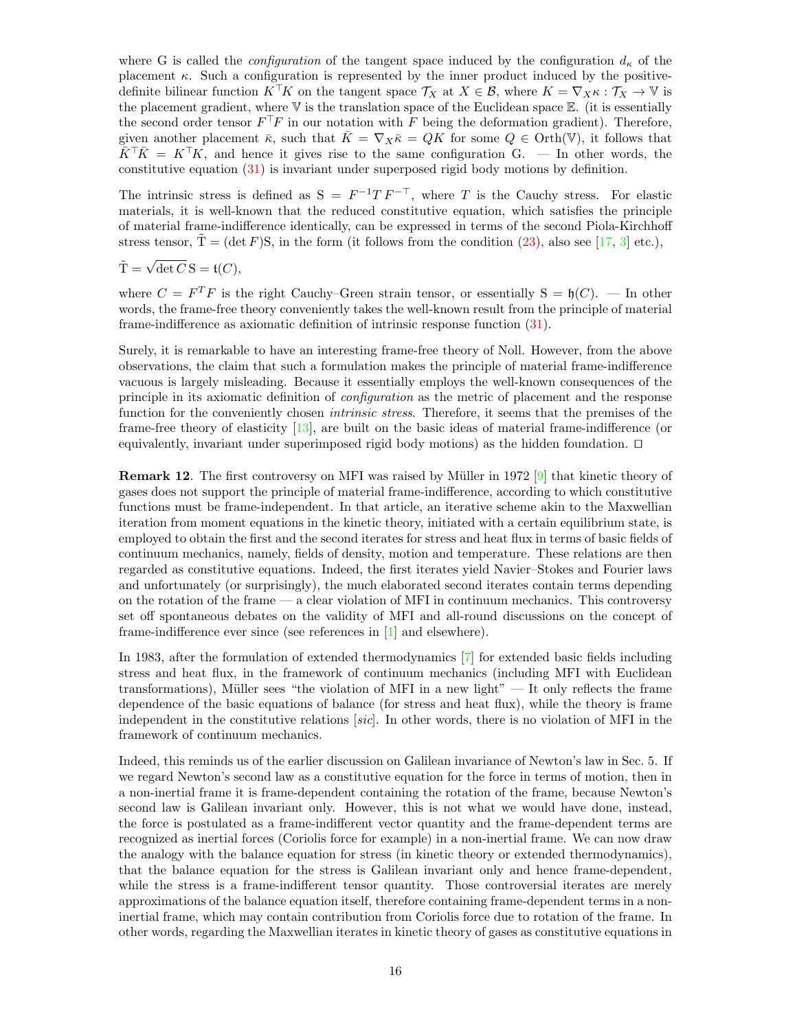where G is called the *configuration* of the tangent space induced by the configuration $d_\kappa$ of the placement $\kappa$. Such a configuration is represented by the inner product induced by the positive-definite bilinear function $K^\top K$ on the tangent space $\mathcal{T}_X$ at $X \in \mathcal{B}$, where $K = \nabla_X \kappa : \mathcal{T}_X \to \mathbb{V}$ is the placement gradient, where $\mathbb{V}$ is the translation space of the Euclidean space $\mathbb{E}$. (it is essentially the second order tensor $F^\top F$ in our notation with $F$ being the deformation gradient). Therefore, given another placement $\bar\kappa$, such that $\bar K = \nabla_X \bar\kappa = QK$ for some $Q \in \mathrm{Orth}(\mathbb{V})$, it follows that $\bar K^\top \bar K = K^\top K$, and hence it gives rise to the same configuration G. — In other words, the constitutive equation (31) is invariant under superposed rigid body motions by definition.

The intrinsic stress is defined as $\mathrm{S} = F^{-1} T F^{-\top}$, where $T$ is the Cauchy stress. For elastic materials, it is well-known that the reduced constitutive equation, which satisfies the principle of material frame-indifference identically, can be expressed in terms of the second Piola-Kirchhoff stress tensor, $\tilde{\mathrm{T}} = (\det F)\mathrm{S}$, in the form (it follows from the condition (23), also see [17, 3] etc.),

$$\tilde{\mathrm{T}} = \sqrt{\det C}\,\mathrm{S} = \mathfrak{t}(C),$$

where $C = F^T F$ is the right Cauchy–Green strain tensor, or essentially $\mathrm{S} = \mathfrak{h}(C)$. — In other words, the frame-free theory conveniently takes the well-known result from the principle of material frame-indifference as axiomatic definition of intrinsic response function (31).

Surely, it is remarkable to have an interesting frame-free theory of Noll. However, from the above observations, the claim that such a formulation makes the principle of material frame-indifference vacuous is largely misleading. Because it essentially employs the well-known consequences of the principle in its axiomatic definition of *configuration* as the metric of placement and the response function for the conveniently chosen *intrinsic stress*. Therefore, it seems that the premises of the frame-free theory of elasticity [13], are built on the basic ideas of material frame-indifference (or equivalently, invariant under superimposed rigid body motions) as the hidden foundation. □

**Remark 12**. The first controversy on MFI was raised by Müller in 1972 [9] that kinetic theory of gases does not support the principle of material frame-indifference, according to which constitutive functions must be frame-independent. In that article, an iterative scheme akin to the Maxwellian iteration from moment equations in the kinetic theory, initiated with a certain equilibrium state, is employed to obtain the first and the second iterates for stress and heat flux in terms of basic fields of continuum mechanics, namely, fields of density, motion and temperature. These relations are then regarded as constitutive equations. Indeed, the first iterates yield Navier–Stokes and Fourier laws and unfortunately (or surprisingly), the much elaborated second iterates contain terms depending on the rotation of the frame — a clear violation of MFI in continuum mechanics. This controversy set off spontaneous debates on the validity of MFI and all-round discussions on the concept of frame-indifference ever since (see references in [1] and elsewhere).

In 1983, after the formulation of extended thermodynamics [7] for extended basic fields including stress and heat flux, in the framework of continuum mechanics (including MFI with Euclidean transformations), Müller sees "the violation of MFI in a new light" — It only reflects the frame dependence of the basic equations of balance (for stress and heat flux), while the theory is frame independent in the constitutive relations [*sic*]. In other words, there is no violation of MFI in the framework of continuum mechanics.

Indeed, this reminds us of the earlier discussion on Galilean invariance of Newton's law in Sec. 5. If we regard Newton's second law as a constitutive equation for the force in terms of motion, then in a non-inertial frame it is frame-dependent containing the rotation of the frame, because Newton's second law is Galilean invariant only. However, this is not what we would have done, instead, the force is postulated as a frame-indifferent vector quantity and the frame-dependent terms are recognized as inertial forces (Coriolis force for example) in a non-inertial frame. We can now draw the analogy with the balance equation for stress (in kinetic theory or extended thermodynamics), that the balance equation for the stress is Galilean invariant only and hence frame-dependent, while the stress is a frame-indifferent tensor quantity. Those controversial iterates are merely approximations of the balance equation itself, therefore containing frame-dependent terms in a non-inertial frame, which may contain contribution from Coriolis force due to rotation of the frame. In other words, regarding the Maxwellian iterates in kinetic theory of gases as constitutive equations in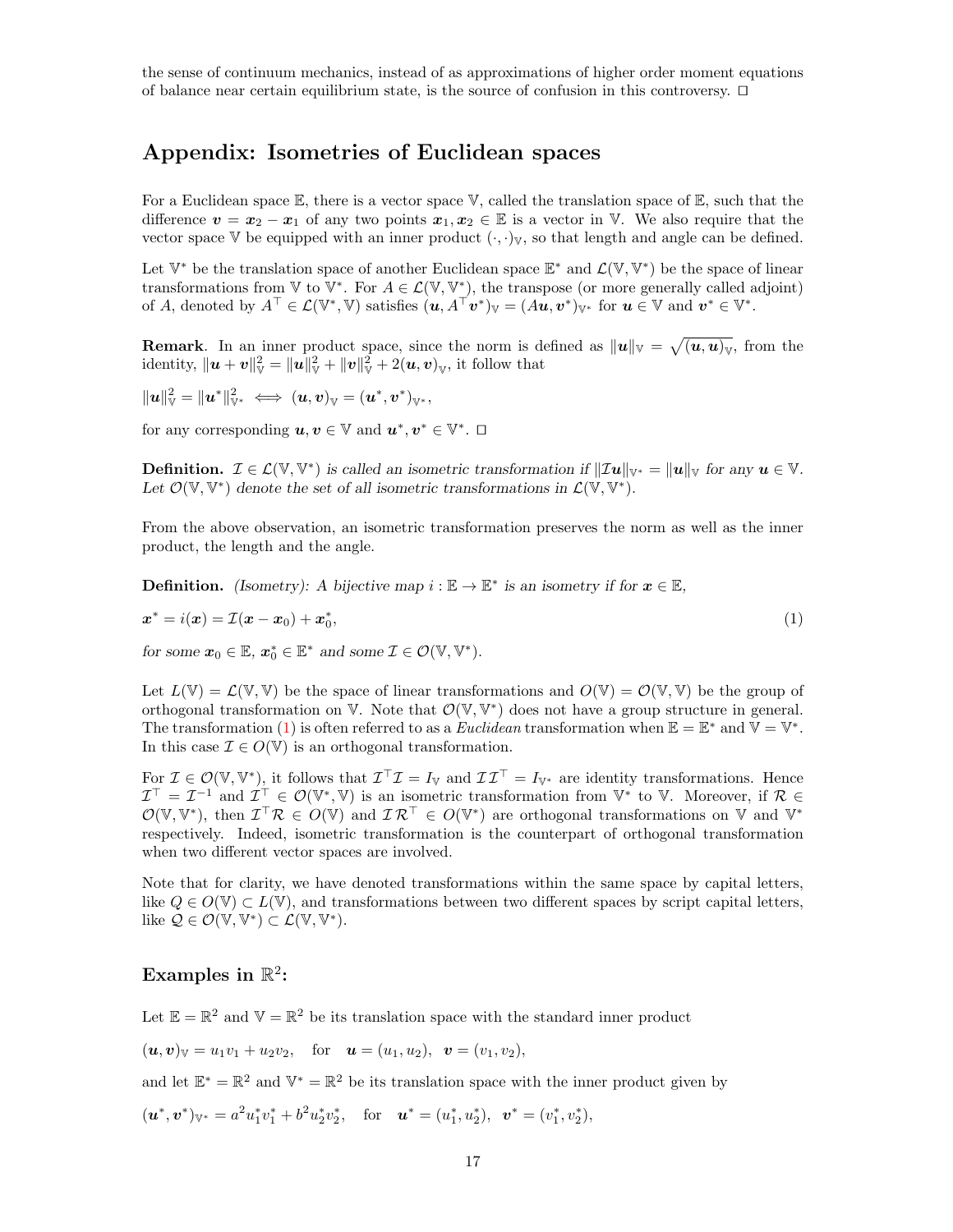the sense of continuum mechanics, instead of as approximations of higher order moment equations of balance near certain equilibrium state, is the source of confusion in this controversy. □

## Appendix: Isometries of Euclidean spaces

For a Euclidean space $\mathbb{E}$, there is a vector space $\mathbb{V}$, called the translation space of $\mathbb{E}$, such that the difference $\boldsymbol{v} = \boldsymbol{x}_2 - \boldsymbol{x}_1$ of any two points $\boldsymbol{x}_1, \boldsymbol{x}_2 \in \mathbb{E}$ is a vector in $\mathbb{V}$. We also require that the vector space $\mathbb{V}$ be equipped with an inner product $(\cdot,\cdot)_{\mathbb{V}}$, so that length and angle can be defined.

Let $\mathbb{V}^*$ be the translation space of another Euclidean space $\mathbb{E}^*$ and $\mathcal{L}(\mathbb{V},\mathbb{V}^*)$ be the space of linear transformations from $\mathbb{V}$ to $\mathbb{V}^*$. For $A \in \mathcal{L}(\mathbb{V},\mathbb{V}^*)$, the transpose (or more generally called adjoint) of $A$, denoted by $A^\top \in \mathcal{L}(\mathbb{V}^*,\mathbb{V})$ satisfies $(\boldsymbol{u}, A^\top \boldsymbol{v}^*)_{\mathbb{V}} = (A\boldsymbol{u}, \boldsymbol{v}^*)_{\mathbb{V}^*}$ for $\boldsymbol{u} \in \mathbb{V}$ and $\boldsymbol{v}^* \in \mathbb{V}^*$.

**Remark**. In an inner product space, since the norm is defined as $\|\boldsymbol{u}\|_{\mathbb{V}} = \sqrt{(\boldsymbol{u},\boldsymbol{u})_{\mathbb{V}}}$, from the identity, $\|\boldsymbol{u}+\boldsymbol{v}\|_{\mathbb{V}}^2 = \|\boldsymbol{u}\|_{\mathbb{V}}^2 + \|\boldsymbol{v}\|_{\mathbb{V}}^2 + 2(\boldsymbol{u},\boldsymbol{v})_{\mathbb{V}}$, it follow that

$$\|\boldsymbol{u}\|_{\mathbb{V}}^2 = \|\boldsymbol{u}^*\|_{\mathbb{V}^*}^2 \iff (\boldsymbol{u},\boldsymbol{v})_{\mathbb{V}} = (\boldsymbol{u}^*,\boldsymbol{v}^*)_{\mathbb{V}^*},$$

for any corresponding $\boldsymbol{u},\boldsymbol{v} \in \mathbb{V}$ and $\boldsymbol{u}^*,\boldsymbol{v}^* \in \mathbb{V}^*$. □

**Definition.** *$\mathcal{I} \in \mathcal{L}(\mathbb{V},\mathbb{V}^*)$ is called an isometric transformation if $\|\mathcal{I}\boldsymbol{u}\|_{\mathbb{V}^*} = \|\boldsymbol{u}\|_{\mathbb{V}}$ for any $\boldsymbol{u} \in \mathbb{V}$. Let $\mathcal{O}(\mathbb{V},\mathbb{V}^*)$ denote the set of all isometric transformations in $\mathcal{L}(\mathbb{V},\mathbb{V}^*)$.*

From the above observation, an isometric transformation preserves the norm as well as the inner product, the length and the angle.

**Definition.** *(Isometry): A bijective map $i : \mathbb{E} \to \mathbb{E}^*$ is an isometry if for $\boldsymbol{x} \in \mathbb{E}$,*

$$\boldsymbol{x}^* = i(\boldsymbol{x}) = \mathcal{I}(\boldsymbol{x} - \boldsymbol{x}_0) + \boldsymbol{x}_0^*, \tag{1}$$

*for some $\boldsymbol{x}_0 \in \mathbb{E}$, $\boldsymbol{x}_0^* \in \mathbb{E}^*$ and some $\mathcal{I} \in \mathcal{O}(\mathbb{V},\mathbb{V}^*)$.*

Let $L(\mathbb{V}) = \mathcal{L}(\mathbb{V},\mathbb{V})$ be the space of linear transformations and $O(\mathbb{V}) = \mathcal{O}(\mathbb{V},\mathbb{V})$ be the group of orthogonal transformation on $\mathbb{V}$. Note that $\mathcal{O}(\mathbb{V},\mathbb{V}^*)$ does not have a group structure in general. The transformation (1) is often referred to as a *Euclidean* transformation when $\mathbb{E} = \mathbb{E}^*$ and $\mathbb{V} = \mathbb{V}^*$. In this case $\mathcal{I} \in O(\mathbb{V})$ is an orthogonal transformation.

For $\mathcal{I} \in \mathcal{O}(\mathbb{V},\mathbb{V}^*)$, it follows that $\mathcal{I}^\top\mathcal{I} = I_{\mathbb{V}}$ and $\mathcal{I}\mathcal{I}^\top = I_{\mathbb{V}^*}$ are identity transformations. Hence $\mathcal{I}^\top = \mathcal{I}^{-1}$ and $\mathcal{I}^\top \in \mathcal{O}(\mathbb{V}^*,\mathbb{V})$ is an isometric transformation from $\mathbb{V}^*$ to $\mathbb{V}$. Moreover, if $\mathcal{R} \in \mathcal{O}(\mathbb{V},\mathbb{V}^*)$, then $\mathcal{I}^\top\mathcal{R} \in O(\mathbb{V})$ and $\mathcal{I}\mathcal{R}^\top \in O(\mathbb{V}^*)$ are orthogonal transformations on $\mathbb{V}$ and $\mathbb{V}^*$ respectively. Indeed, isometric transformation is the counterpart of orthogonal transformation when two different vector spaces are involved.

Note that for clarity, we have denoted transformations within the same space by capital letters, like $Q \in O(\mathbb{V}) \subset L(\mathbb{V})$, and transformations between two different spaces by script capital letters, like $\mathcal{Q} \in \mathcal{O}(\mathbb{V},\mathbb{V}^*) \subset \mathcal{L}(\mathbb{V},\mathbb{V}^*)$.

### Examples in $\mathbb{R}^2$:

Let $\mathbb{E} = \mathbb{R}^2$ and $\mathbb{V} = \mathbb{R}^2$ be its translation space with the standard inner product

$$(\boldsymbol{u},\boldsymbol{v})_{\mathbb{V}} = u_1v_1 + u_2v_2, \quad \text{for} \quad \boldsymbol{u} = (u_1,u_2), \;\; \boldsymbol{v} = (v_1,v_2),$$

and let $\mathbb{E}^* = \mathbb{R}^2$ and $\mathbb{V}^* = \mathbb{R}^2$ be its translation space with the inner product given by

$$(\boldsymbol{u}^*,\boldsymbol{v}^*)_{\mathbb{V}^*} = a^2u_1^*v_1^* + b^2u_2^*v_2^*, \quad \text{for} \quad \boldsymbol{u}^* = (u_1^*,u_2^*), \;\; \boldsymbol{v}^* = (v_1^*,v_2^*),$$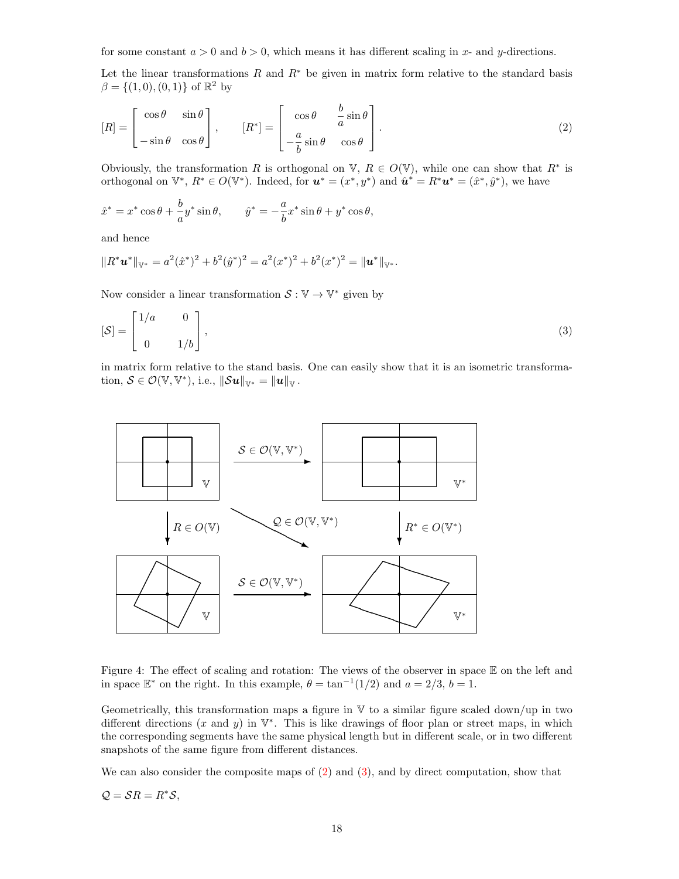for some constant $a > 0$ and $b > 0$, which means it has different scaling in $x$- and $y$-directions.

Let the linear transformations $R$ and $R^*$ be given in matrix form relative to the standard basis $\beta = \{(1,0),(0,1)\}$ of $\mathbb{R}^2$ by

$$[R] = \begin{bmatrix} \cos\theta & \sin\theta \\ -\sin\theta & \cos\theta \end{bmatrix}, \qquad [R^*] = \begin{bmatrix} \cos\theta & \dfrac{b}{a}\sin\theta \\ -\dfrac{a}{b}\sin\theta & \cos\theta \end{bmatrix}. \tag{2}$$

Obviously, the transformation $R$ is orthogonal on $\mathbb{V}$, $R \in O(\mathbb{V})$, while one can show that $R^*$ is orthogonal on $\mathbb{V}^*$, $R^* \in O(\mathbb{V}^*)$. Indeed, for $\boldsymbol{u}^* = (x^*, y^*)$ and $\hat{\boldsymbol{u}}^* = R^*\boldsymbol{u}^* = (\hat{x}^*, \hat{y}^*)$, we have

$$\hat{x}^* = x^*\cos\theta + \frac{b}{a}y^*\sin\theta, \qquad \hat{y}^* = -\frac{a}{b}x^*\sin\theta + y^*\cos\theta,$$

and hence

$$\|R^*\boldsymbol{u}^*\|_{\mathbb{V}^*} = a^2(\hat{x}^*)^2 + b^2(\hat{y}^*)^2 = a^2(x^*)^2 + b^2(x^*)^2 = \|\boldsymbol{u}^*\|_{\mathbb{V}^*}.$$

Now consider a linear transformation $\mathcal{S} : \mathbb{V} \to \mathbb{V}^*$ given by

$$[\mathcal{S}] = \begin{bmatrix} 1/a & 0 \\ 0 & 1/b \end{bmatrix}, \tag{3}$$

in matrix form relative to the stand basis. One can easily show that it is an isometric transformation, $\mathcal{S} \in \mathcal{O}(\mathbb{V}, \mathbb{V}^*)$, i.e., $\|\mathcal{S}\boldsymbol{u}\|_{\mathbb{V}^*} = \|\boldsymbol{u}\|_{\mathbb{V}}$.

Figure 4: The effect of scaling and rotation: The views of the observer in space $\mathbb{E}$ on the left and in space $\mathbb{E}^*$ on the right. In this example, $\theta = \tan^{-1}(1/2)$ and $a = 2/3$, $b = 1$.

Geometrically, this transformation maps a figure in $\mathbb{V}$ to a similar figure scaled down/up in two different directions ($x$ and $y$) in $\mathbb{V}^*$. This is like drawings of floor plan or street maps, in which the corresponding segments have the same physical length but in different scale, or in two different snapshots of the same figure from different distances.

We can also consider the composite maps of (2) and (3), and by direct computation, show that

$$\mathcal{Q} = \mathcal{S}R = R^*\mathcal{S},$$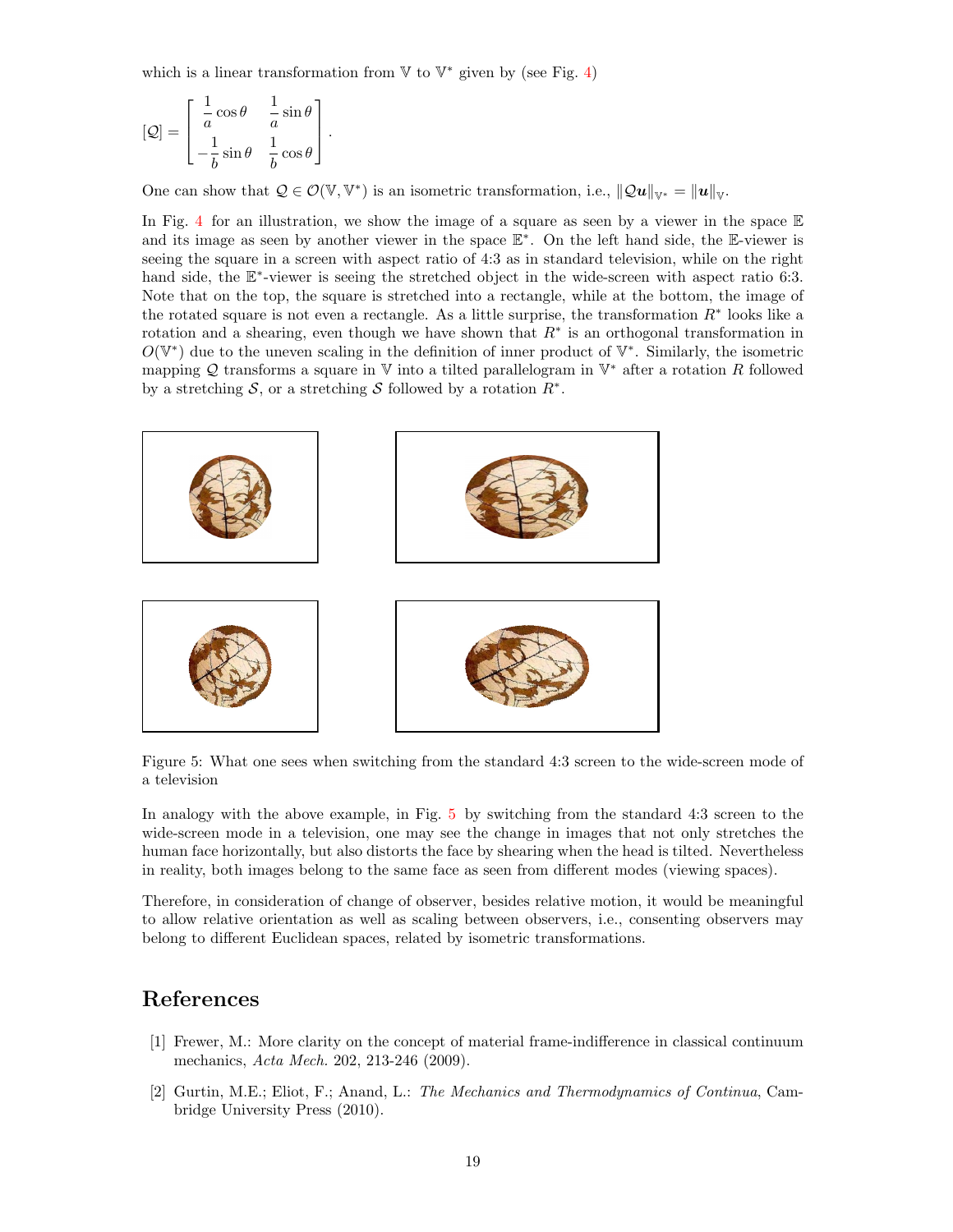which is a linear transformation from $\mathbb{V}$ to $\mathbb{V}^*$ given by (see Fig. 4)

$$
[\mathcal{Q}] = \begin{bmatrix} \dfrac{1}{a}\cos\theta & \dfrac{1}{a}\sin\theta \\ -\dfrac{1}{b}\sin\theta & \dfrac{1}{b}\cos\theta \end{bmatrix}.
$$

One can show that $\mathcal{Q} \in \mathcal{O}(\mathbb{V}, \mathbb{V}^*)$ is an isometric transformation, i.e., $\|\mathcal{Q}\boldsymbol{u}\|_{\mathbb{V}^*} = \|\boldsymbol{u}\|_{\mathbb{V}}$.

In Fig. 4 for an illustration, we show the image of a square as seen by a viewer in the space $\mathbb{E}$ and its image as seen by another viewer in the space $\mathbb{E}^*$. On the left hand side, the $\mathbb{E}$-viewer is seeing the square in a screen with aspect ratio of 4:3 as in standard television, while on the right hand side, the $\mathbb{E}^*$-viewer is seeing the stretched object in the wide-screen with aspect ratio 6:3. Note that on the top, the square is stretched into a rectangle, while at the bottom, the image of the rotated square is not even a rectangle. As a little surprise, the transformation $R^*$ looks like a rotation and a shearing, even though we have shown that $R^*$ is an orthogonal transformation in $O(\mathbb{V}^*)$ due to the uneven scaling in the definition of inner product of $\mathbb{V}^*$. Similarly, the isometric mapping $\mathcal{Q}$ transforms a square in $\mathbb{V}$ into a tilted parallelogram in $\mathbb{V}^*$ after a rotation $R$ followed by a stretching $\mathcal{S}$, or a stretching $\mathcal{S}$ followed by a rotation $R^*$.

Figure 5: What one sees when switching from the standard 4:3 screen to the wide-screen mode of a television

In analogy with the above example, in Fig. 5 by switching from the standard 4:3 screen to the wide-screen mode in a television, one may see the change in images that not only stretches the human face horizontally, but also distorts the face by shearing when the head is tilted. Nevertheless in reality, both images belong to the same face as seen from different modes (viewing spaces).

Therefore, in consideration of change of observer, besides relative motion, it would be meaningful to allow relative orientation as well as scaling between observers, i.e., consenting observers may belong to different Euclidean spaces, related by isometric transformations.

## References

[1] Frewer, M.: More clarity on the concept of material frame-indifference in classical continuum mechanics, *Acta Mech.* 202, 213-246 (2009).

[2] Gurtin, M.E.; Eliot, F.; Anand, L.: *The Mechanics and Thermodynamics of Continua*, Cambridge University Press (2010).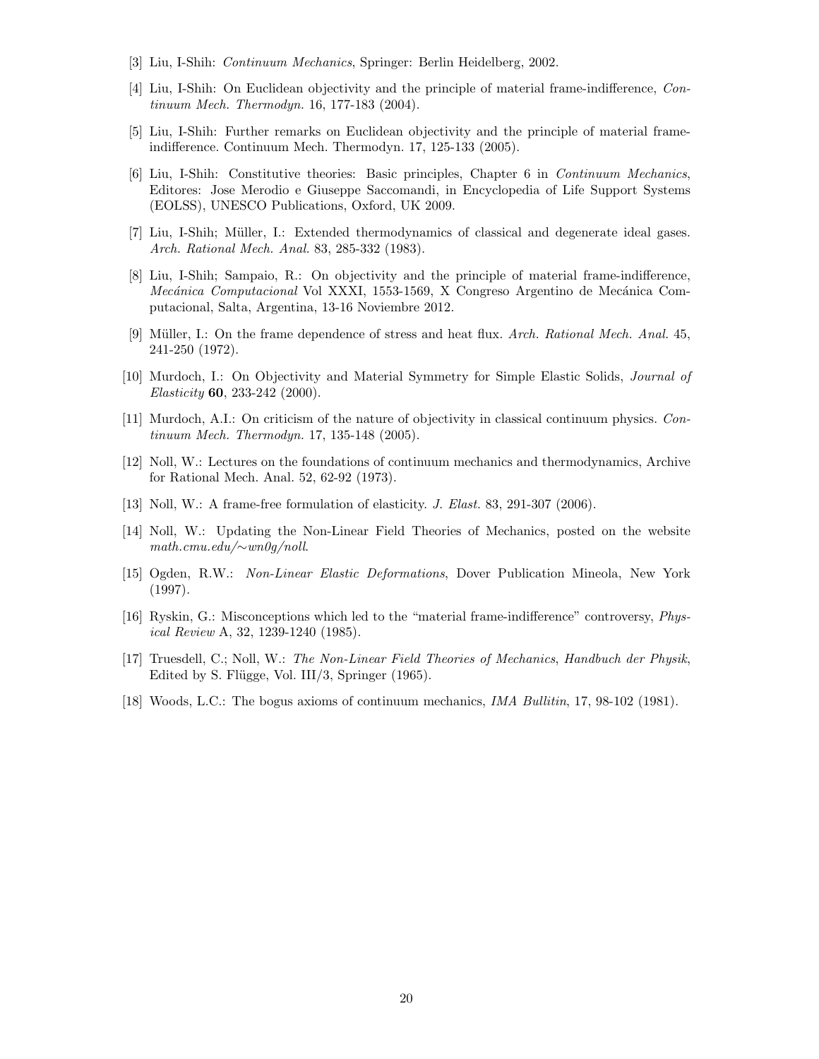[3] Liu, I-Shih: *Continuum Mechanics*, Springer: Berlin Heidelberg, 2002.

[4] Liu, I-Shih: On Euclidean objectivity and the principle of material frame-indifference, *Continuum Mech. Thermodyn.* 16, 177-183 (2004).

[5] Liu, I-Shih: Further remarks on Euclidean objectivity and the principle of material frame-indifference. Continuum Mech. Thermodyn. 17, 125-133 (2005).

[6] Liu, I-Shih: Constitutive theories: Basic principles, Chapter 6 in *Continuum Mechanics*, Editores: Jose Merodio e Giuseppe Saccomandi, in Encyclopedia of Life Support Systems (EOLSS), UNESCO Publications, Oxford, UK 2009.

[7] Liu, I-Shih; Müller, I.: Extended thermodynamics of classical and degenerate ideal gases. *Arch. Rational Mech. Anal.* 83, 285-332 (1983).

[8] Liu, I-Shih; Sampaio, R.: On objectivity and the principle of material frame-indifference, *Mecánica Computacional* Vol XXXI, 1553-1569, X Congreso Argentino de Mecánica Computacional, Salta, Argentina, 13-16 Noviembre 2012.

[9] Müller, I.: On the frame dependence of stress and heat flux. *Arch. Rational Mech. Anal.* 45, 241-250 (1972).

[10] Murdoch, I.: On Objectivity and Material Symmetry for Simple Elastic Solids, *Journal of Elasticity* **60**, 233-242 (2000).

[11] Murdoch, A.I.: On criticism of the nature of objectivity in classical continuum physics. *Continuum Mech. Thermodyn.* 17, 135-148 (2005).

[12] Noll, W.: Lectures on the foundations of continuum mechanics and thermodynamics, Archive for Rational Mech. Anal. 52, 62-92 (1973).

[13] Noll, W.: A frame-free formulation of elasticity. *J. Elast.* 83, 291-307 (2006).

[14] Noll, W.: Updating the Non-Linear Field Theories of Mechanics, posted on the website *math.cmu.edu/∼wn0g/noll*.

[15] Ogden, R.W.: *Non-Linear Elastic Deformations*, Dover Publication Mineola, New York (1997).

[16] Ryskin, G.: Misconceptions which led to the "material frame-indifference" controversy, *Physical Review* A, 32, 1239-1240 (1985).

[17] Truesdell, C.; Noll, W.: *The Non-Linear Field Theories of Mechanics*, *Handbuch der Physik*, Edited by S. Flügge, Vol. III/3, Springer (1965).

[18] Woods, L.C.: The bogus axioms of continuum mechanics, *IMA Bullitin*, 17, 98-102 (1981).